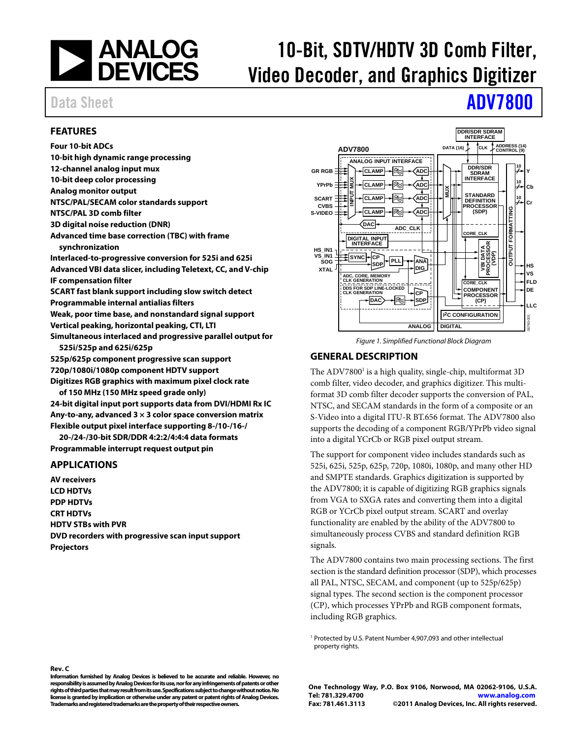# 10-Bit, SDTV/HDTV 3D Comb Filter, Video Decoder, and Graphics Digitizer

Data Sheet **ADV7800**

## FEATURES

**Four 10-bit ADCs**
**10-bit high dynamic range processing**
**12-channel analog input mux**
**10-bit deep color processing**
**Analog monitor output**
**NTSC/PAL/SECAM color standards support**
**NTSC/PAL 3D comb filter**
**3D digital noise reduction (DNR)**
**Advanced time base correction (TBC) with frame synchronization**
**Interlaced-to-progressive conversion for 525i and 625i**
**Advanced VBI data slicer, including Teletext, CC, and V-chip**
**IF compensation filter**
**SCART fast blank support including slow switch detect**
**Programmable internal antialias filters**
**Weak, poor time base, and nonstandard signal support**
**Vertical peaking, horizontal peaking, CTI, LTI**
**Simultaneous interlaced and progressive parallel output for 525i/525p and 625i/625p**
**525p/625p component progressive scan support**
**720p/1080i/1080p component HDTV support**
**Digitizes RGB graphics with maximum pixel clock rate of 150 MHz (150 MHz speed grade only)**
**24-bit digital input port supports data from DVI/HDMI Rx IC**
**Any-to-any, advanced 3 × 3 color space conversion matrix**
**Flexible output pixel interface supporting 8-/10-/16-/20-/24-/30-bit SDR/DDR 4:2:2/4:4:4 data formats**
**Programmable interrupt request output pin**

## APPLICATIONS

**AV receivers**
**LCD HDTVs**
**PDP HDTVs**
**CRT HDTVs**
**HDTV STBs with PVR**
**DVD recorders with progressive scan input support**
**Projectors**

*Figure 1. Simplified Functional Block Diagram*

## GENERAL DESCRIPTION

The ADV7800[1] is a high quality, single-chip, multiformat 3D comb filter, video decoder, and graphics digitizer. This multiformat 3D comb filter decoder supports the conversion of PAL, NTSC, and SECAM standards in the form of a composite or an S-Video into a digital ITU-R BT.656 format. The ADV7800 also supports the decoding of a component RGB/YPrPb video signal into a digital YCrCb or RGB pixel output stream.

The support for component video includes standards such as 525i, 625i, 525p, 625p, 720p, 1080i, 1080p, and many other HD and SMPTE standards. Graphics digitization is supported by the ADV7800; it is capable of digitizing RGB graphics signals from VGA to SXGA rates and converting them into a digital RGB or YCrCb pixel output stream. SCART and overlay functionality are enabled by the ability of the ADV7800 to simultaneously process CVBS and standard definition RGB signals.

The ADV7800 contains two main processing sections. The first section is the standard definition processor (SDP), which processes all PAL, NTSC, SECAM, and component (up to 525p/625p) signal types. The second section is the component processor (CP), which processes YPrPb and RGB component formats, including RGB graphics.

[1] Protected by U.S. Patent Number 4,907,093 and other intellectual property rights.

**Rev. C**

**Information furnished by Analog Devices is believed to be accurate and reliable. However, no responsibility is assumed by Analog Devices for its use, nor for any infringements of patents or other rights of third parties that may result from its use. Specifications subject to change without notice. No license is granted by implication or otherwise under any patent or patent rights of Analog Devices. Trademarks and registered trademarks are the property of their respective owners.**

**One Technology Way, P.O. Box 9106, Norwood, MA 02062-9106, U.S.A.**
**Tel: 781.329.4700 www.analog.com**
**Fax: 781.461.3113 ©2011 Analog Devices, Inc. All rights reserved.**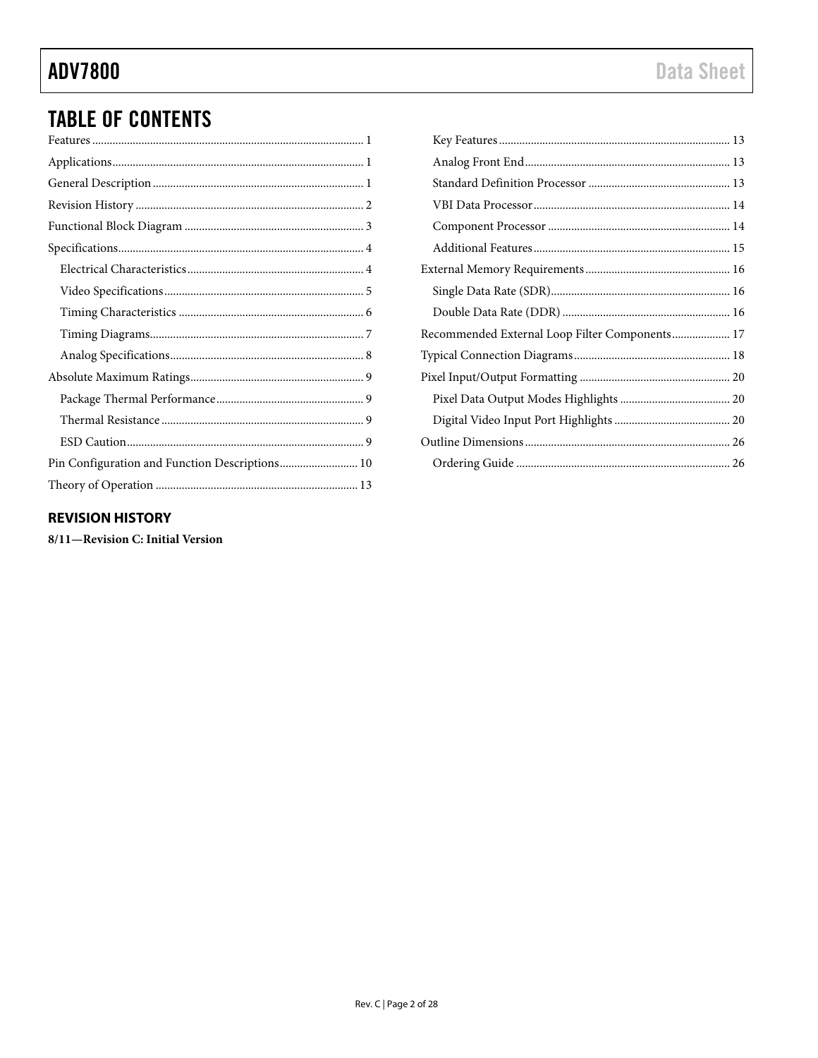## TABLE OF CONTENTS

Features .......................................................... 1
Applications .......................................................... 1
General Description .......................................................... 1
Revision History .......................................................... 2
Functional Block Diagram .......................................................... 3
Specifications .......................................................... 4
  Electrical Characteristics .......................................................... 4
  Video Specifications .......................................................... 5
  Timing Characteristics .......................................................... 6
  Timing Diagrams .......................................................... 7
  Analog Specifications .......................................................... 8
Absolute Maximum Ratings .......................................................... 9
  Package Thermal Performance .......................................................... 9
  Thermal Resistance .......................................................... 9
  ESD Caution .......................................................... 9
Pin Configuration and Function Descriptions .......................................................... 10
Theory of Operation .......................................................... 13
  Key Features .......................................................... 13
  Analog Front End .......................................................... 13
  Standard Definition Processor .......................................................... 13
  VBI Data Processor .......................................................... 14
  Component Processor .......................................................... 14
  Additional Features .......................................................... 15
External Memory Requirements .......................................................... 16
  Single Data Rate (SDR) .......................................................... 16
  Double Data Rate (DDR) .......................................................... 16
Recommended External Loop Filter Components .......................................................... 17
Typical Connection Diagrams .......................................................... 18
Pixel Input/Output Formatting .......................................................... 20
  Pixel Data Output Modes Highlights .......................................................... 20
  Digital Video Input Port Highlights .......................................................... 20
Outline Dimensions .......................................................... 26
  Ordering Guide .......................................................... 26

### REVISION HISTORY

**8/11—Revision C: Initial Version**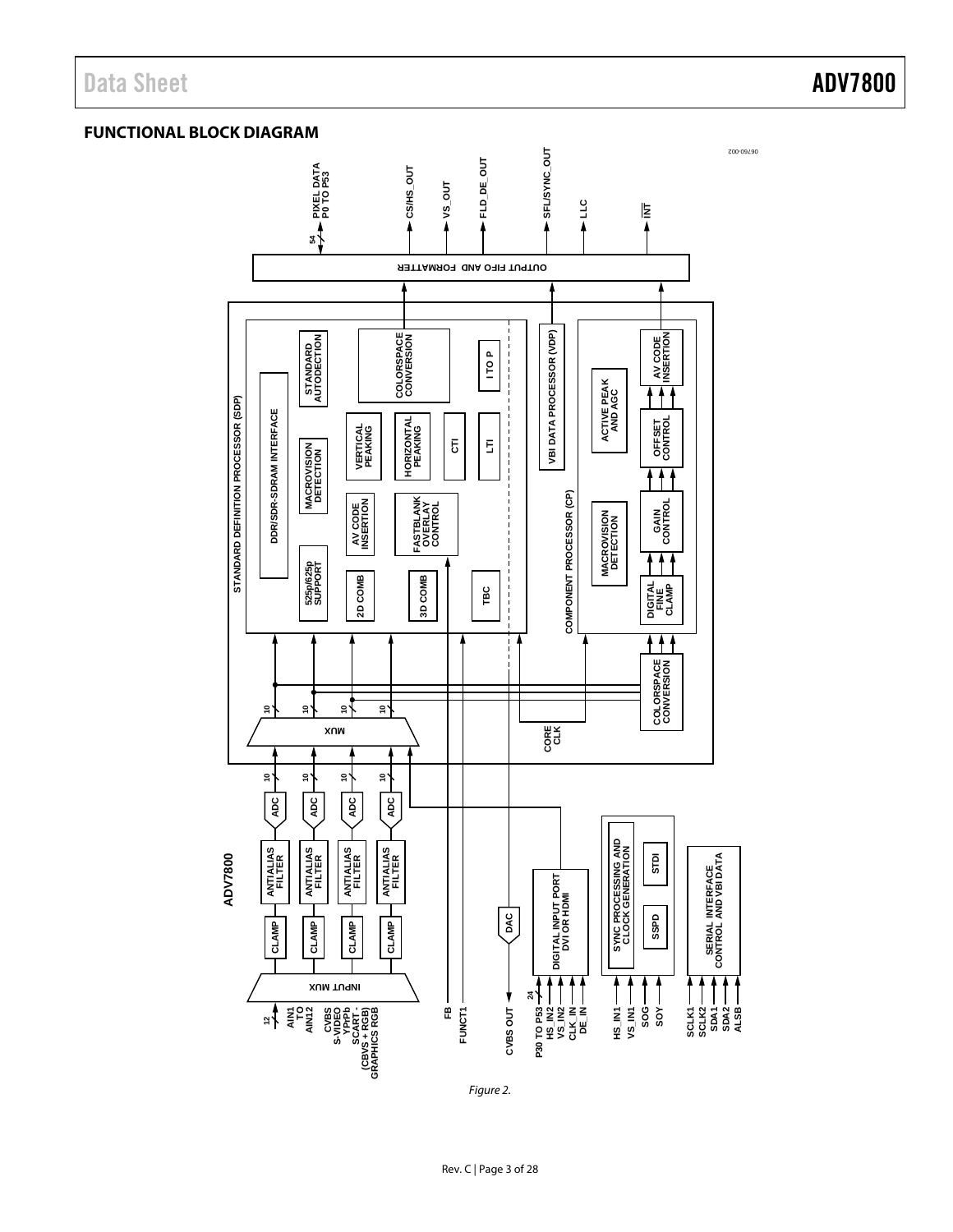## FUNCTIONAL BLOCK DIAGRAM

Figure 2.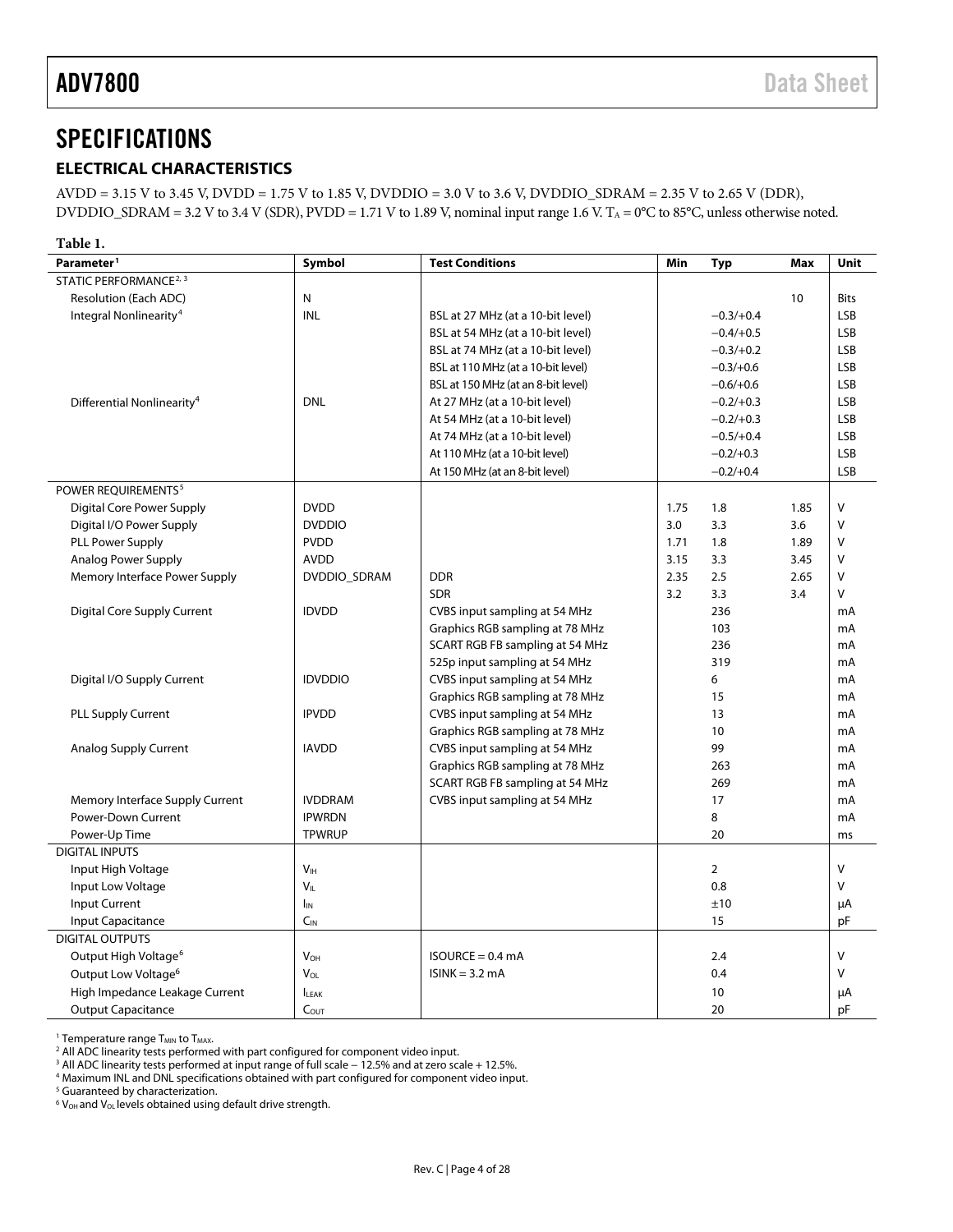# SPECIFICATIONS

## ELECTRICAL CHARACTERISTICS

AVDD = 3.15 V to 3.45 V, DVDD = 1.75 V to 1.85 V, DVDDIO = 3.0 V to 3.6 V, DVDDIO_SDRAM = 2.35 V to 2.65 V (DDR), DVDDIO_SDRAM = 3.2 V to 3.4 V (SDR), PVDD = 1.71 V to 1.89 V, nominal input range 1.6 V. $T_A$ = 0°C to 85°C, unless otherwise noted.

**Table 1.**

| Parameter[1] | Symbol | Test Conditions | Min | Typ | Max | Unit |
|---|---|---|---|---|---|---|
| STATIC PERFORMANCE[2, 3] | | | | | | |
| Resolution (Each ADC) | N | | | | 10 | Bits |
| Integral Nonlinearity[4] | INL | BSL at 27 MHz (at a 10-bit level) | | −0.3/+0.4 | | LSB |
| | | BSL at 54 MHz (at a 10-bit level) | | −0.4/+0.5 | | LSB |
| | | BSL at 74 MHz (at a 10-bit level) | | −0.3/+0.2 | | LSB |
| | | BSL at 110 MHz (at a 10-bit level) | | −0.3/+0.6 | | LSB |
| | | BSL at 150 MHz (at an 8-bit level) | | −0.6/+0.6 | | LSB |
| Differential Nonlinearity[4] | DNL | At 27 MHz (at a 10-bit level) | | −0.2/+0.3 | | LSB |
| | | At 54 MHz (at a 10-bit level) | | −0.2/+0.3 | | LSB |
| | | At 74 MHz (at a 10-bit level) | | −0.5/+0.4 | | LSB |
| | | At 110 MHz (at a 10-bit level) | | −0.2/+0.3 | | LSB |
| | | At 150 MHz (at an 8-bit level) | | −0.2/+0.4 | | LSB |
| POWER REQUIREMENTS[5] | | | | | | |
| Digital Core Power Supply | DVDD | | 1.75 | 1.8 | 1.85 | V |
| Digital I/O Power Supply | DVDDIO | | 3.0 | 3.3 | 3.6 | V |
| PLL Power Supply | PVDD | | 1.71 | 1.8 | 1.89 | V |
| Analog Power Supply | AVDD | | 3.15 | 3.3 | 3.45 | V |
| Memory Interface Power Supply | DVDDIO_SDRAM | DDR | 2.35 | 2.5 | 2.65 | V |
| | | SDR | 3.2 | 3.3 | 3.4 | V |
| Digital Core Supply Current | IDVDD | CVBS input sampling at 54 MHz | | 236 | | mA |
| | | Graphics RGB sampling at 78 MHz | | 103 | | mA |
| | | SCART RGB FB sampling at 54 MHz | | 236 | | mA |
| | | 525p input sampling at 54 MHz | | 319 | | mA |
| Digital I/O Supply Current | IDVDDIO | CVBS input sampling at 54 MHz | | 6 | | mA |
| | | Graphics RGB sampling at 78 MHz | | 15 | | mA |
| PLL Supply Current | IPVDD | CVBS input sampling at 54 MHz | | 13 | | mA |
| | | Graphics RGB sampling at 78 MHz | | 10 | | mA |
| Analog Supply Current | IAVDD | CVBS input sampling at 54 MHz | | 99 | | mA |
| | | Graphics RGB sampling at 78 MHz | | 263 | | mA |
| | | SCART RGB FB sampling at 54 MHz | | 269 | | mA |
| Memory Interface Supply Current | IVDDRAM | CVBS input sampling at 54 MHz | | 17 | | mA |
| Power-Down Current | IPWRDN | | | 8 | | mA |
| Power-Up Time | TPWRUP | | | 20 | | ms |
| DIGITAL INPUTS | | | | | | |
| Input High Voltage | $V_{IH}$ | | | 2 | | V |
| Input Low Voltage | $V_{IL}$ | | | 0.8 | | V |
| Input Current | $I_{IN}$ | | | ±10 | | μA |
| Input Capacitance | $C_{IN}$ | | | 15 | | pF |
| DIGITAL OUTPUTS | | | | | | |
| Output High Voltage[6] | $V_{OH}$ | ISOURCE = 0.4 mA | | 2.4 | | V |
| Output Low Voltage[6] | $V_{OL}$ | ISINK = 3.2 mA | | 0.4 | | V |
| High Impedance Leakage Current | $I_{LEAK}$ | | | 10 | | μA |
| Output Capacitance | $C_{OUT}$ | | | 20 | | pF |

[1] Temperature range $T_{MIN}$ to $T_{MAX}$.
[2] All ADC linearity tests performed with part configured for component video input.
[3] All ADC linearity tests performed at input range of full scale − 12.5% and at zero scale + 12.5%.
[4] Maximum INL and DNL specifications obtained with part configured for component video input.
[5] Guaranteed by characterization.
[6] $V_{OH}$ and $V_{OL}$ levels obtained using default drive strength.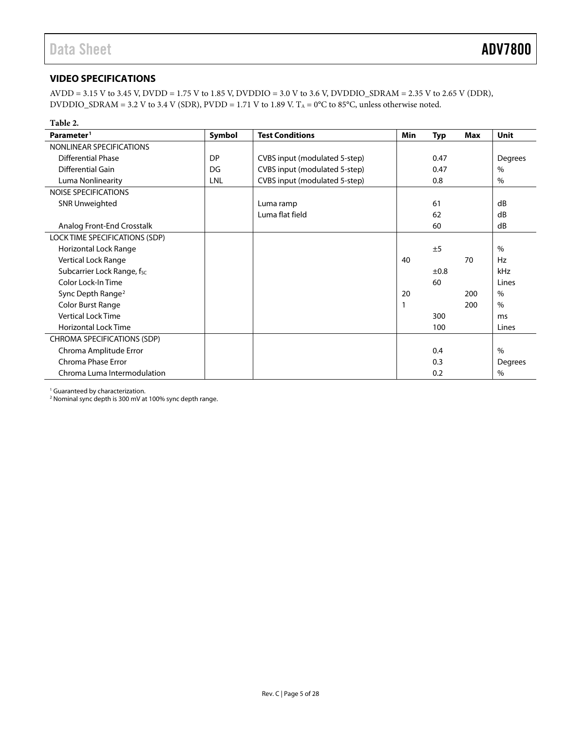## VIDEO SPECIFICATIONS

AVDD = 3.15 V to 3.45 V, DVDD = 1.75 V to 1.85 V, DVDDIO = 3.0 V to 3.6 V, DVDDIO_SDRAM = 2.35 V to 2.65 V (DDR), DVDDIO_SDRAM = 3.2 V to 3.4 V (SDR), PVDD = 1.71 V to 1.89 V. $T_A$ = 0°C to 85°C, unless otherwise noted.

**Table 2.**

| Parameter[1] | Symbol | Test Conditions | Min | Typ | Max | Unit |
|---|---|---|---|---|---|---|
| NONLINEAR SPECIFICATIONS | | | | | | |
| Differential Phase | DP | CVBS input (modulated 5-step) | | 0.47 | | Degrees |
| Differential Gain | DG | CVBS input (modulated 5-step) | | 0.47 | | % |
| Luma Nonlinearity | LNL | CVBS input (modulated 5-step) | | 0.8 | | % |
| NOISE SPECIFICATIONS | | | | | | |
| SNR Unweighted | | Luma ramp | | 61 | | dB |
| | | Luma flat field | | 62 | | dB |
| Analog Front-End Crosstalk | | | | 60 | | dB |
| LOCK TIME SPECIFICATIONS (SDP) | | | | | | |
| Horizontal Lock Range | | | | ±5 | | % |
| Vertical Lock Range | | | 40 | | 70 | Hz |
| Subcarrier Lock Range, $f_{SC}$ | | | | ±0.8 | | kHz |
| Color Lock-In Time | | | | 60 | | Lines |
| Sync Depth Range[2] | | | 20 | | 200 | % |
| Color Burst Range | | | 1 | | 200 | % |
| Vertical Lock Time | | | | 300 | | ms |
| Horizontal Lock Time | | | | 100 | | Lines |
| CHROMA SPECIFICATIONS (SDP) | | | | | | |
| Chroma Amplitude Error | | | | 0.4 | | % |
| Chroma Phase Error | | | | 0.3 | | Degrees |
| Chroma Luma Intermodulation | | | | 0.2 | | % |

[1] Guaranteed by characterization.
[2] Nominal sync depth is 300 mV at 100% sync depth range.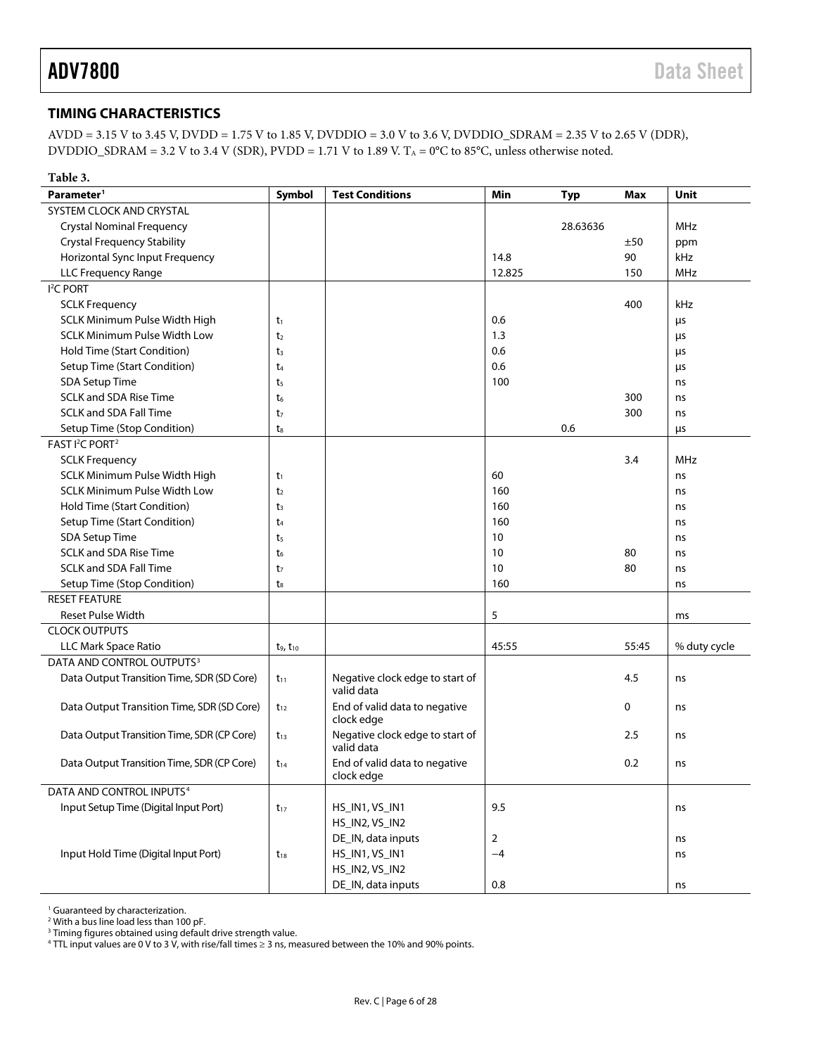## TIMING CHARACTERISTICS

AVDD = 3.15 V to 3.45 V, DVDD = 1.75 V to 1.85 V, DVDDIO = 3.0 V to 3.6 V, DVDDIO_SDRAM = 2.35 V to 2.65 V (DDR), DVDDIO_SDRAM = 3.2 V to 3.4 V (SDR), PVDD = 1.71 V to 1.89 V. $T_A$ = 0°C to 85°C, unless otherwise noted.

**Table 3.**

| Parameter[1] | Symbol | Test Conditions | Min | Typ | Max | Unit |
|---|---|---|---|---|---|---|
| SYSTEM CLOCK AND CRYSTAL | | | | | | |
| Crystal Nominal Frequency | | | | 28.63636 | | MHz |
| Crystal Frequency Stability | | | | | ±50 | ppm |
| Horizontal Sync Input Frequency | | | 14.8 | | 90 | kHz |
| LLC Frequency Range | | | 12.825 | | 150 | MHz |
| I²C PORT | | | | | | |
| SCLK Frequency | | | | | 400 | kHz |
| SCLK Minimum Pulse Width High | $t_1$ | | 0.6 | | | μs |
| SCLK Minimum Pulse Width Low | $t_2$ | | 1.3 | | | μs |
| Hold Time (Start Condition) | $t_3$ | | 0.6 | | | μs |
| Setup Time (Start Condition) | $t_4$ | | 0.6 | | | μs |
| SDA Setup Time | $t_5$ | | 100 | | | ns |
| SCLK and SDA Rise Time | $t_6$ | | | | 300 | ns |
| SCLK and SDA Fall Time | $t_7$ | | | | 300 | ns |
| Setup Time (Stop Condition) | $t_8$ | | | 0.6 | | μs |
| FAST I²C PORT[2] | | | | | | |
| SCLK Frequency | | | | | 3.4 | MHz |
| SCLK Minimum Pulse Width High | $t_1$ | | 60 | | | ns |
| SCLK Minimum Pulse Width Low | $t_2$ | | 160 | | | ns |
| Hold Time (Start Condition) | $t_3$ | | 160 | | | ns |
| Setup Time (Start Condition) | $t_4$ | | 160 | | | ns |
| SDA Setup Time | $t_5$ | | 10 | | | ns |
| SCLK and SDA Rise Time | $t_6$ | | 10 | | 80 | ns |
| SCLK and SDA Fall Time | $t_7$ | | 10 | | 80 | ns |
| Setup Time (Stop Condition) | $t_8$ | | 160 | | | ns |
| RESET FEATURE | | | | | | |
| Reset Pulse Width | | | 5 | | | ms |
| CLOCK OUTPUTS | | | | | | |
| LLC Mark Space Ratio | $t_9$, $t_{10}$ | | 45:55 | | 55:45 | % duty cycle |
| DATA AND CONTROL OUTPUTS[3] | | | | | | |
| Data Output Transition Time, SDR (SD Core) | $t_{11}$ | Negative clock edge to start of valid data | | | 4.5 | ns |
| Data Output Transition Time, SDR (SD Core) | $t_{12}$ | End of valid data to negative clock edge | | | 0 | ns |
| Data Output Transition Time, SDR (CP Core) | $t_{13}$ | Negative clock edge to start of valid data | | | 2.5 | ns |
| Data Output Transition Time, SDR (CP Core) | $t_{14}$ | End of valid data to negative clock edge | | | 0.2 | ns |
| DATA AND CONTROL INPUTS[4] | | | | | | |
| Input Setup Time (Digital Input Port) | $t_{17}$ | HS_IN1, VS_IN1 | 9.5 | | | ns |
| | | HS_IN2, VS_IN2 | | | | |
| | | DE_IN, data inputs | 2 | | | ns |
| Input Hold Time (Digital Input Port) | $t_{18}$ | HS_IN1, VS_IN1 | −4 | | | ns |
| | | HS_IN2, VS_IN2 | | | | |
| | | DE_IN, data inputs | 0.8 | | | ns |

[1] Guaranteed by characterization.
[2] With a bus line load less than 100 pF.
[3] Timing figures obtained using default drive strength value.
[4] TTL input values are 0 V to 3 V, with rise/fall times ≥ 3 ns, measured between the 10% and 90% points.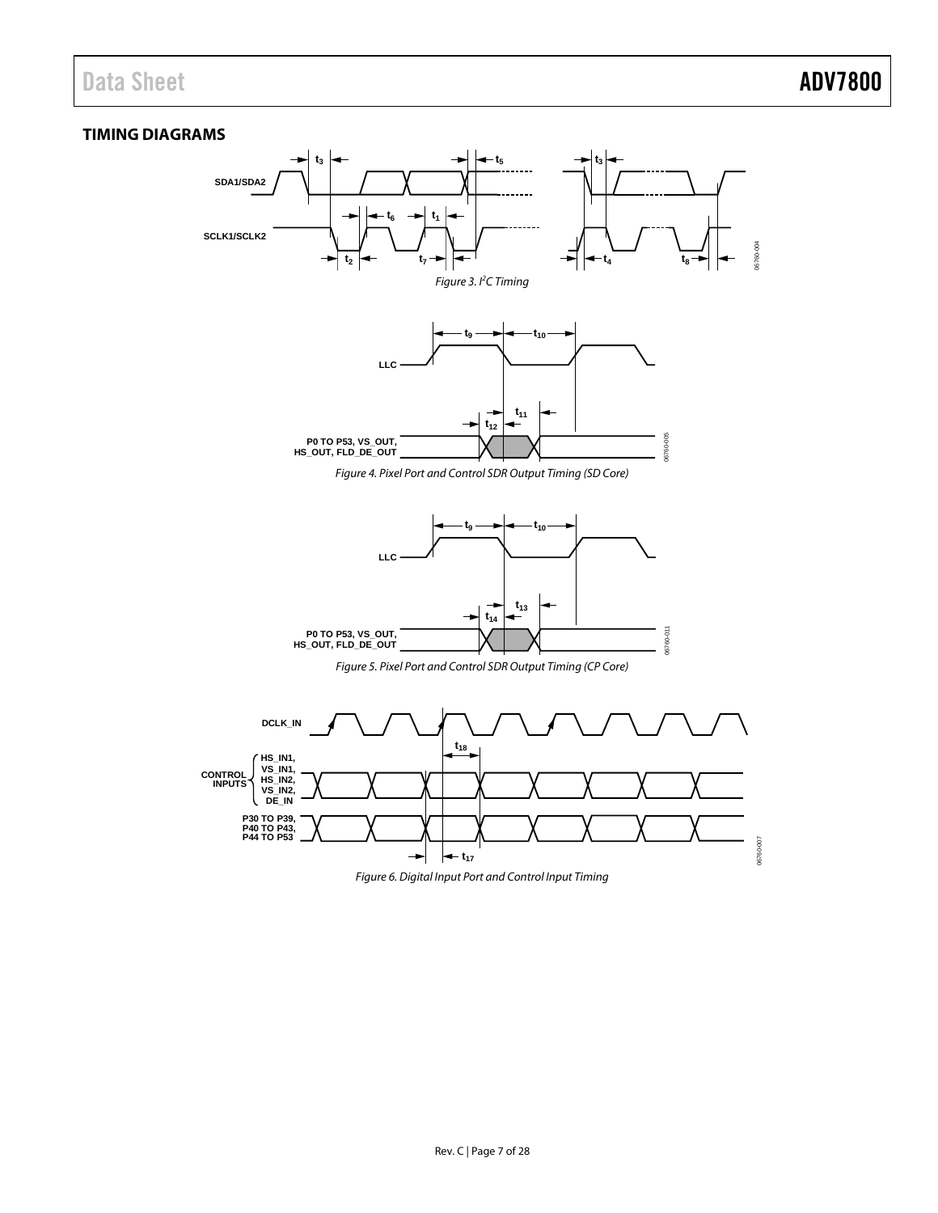## TIMING DIAGRAMS

Figure 3. I²C Timing

Figure 4. Pixel Port and Control SDR Output Timing (SD Core)

Figure 5. Pixel Port and Control SDR Output Timing (CP Core)

Figure 6. Digital Input Port and Control Input Timing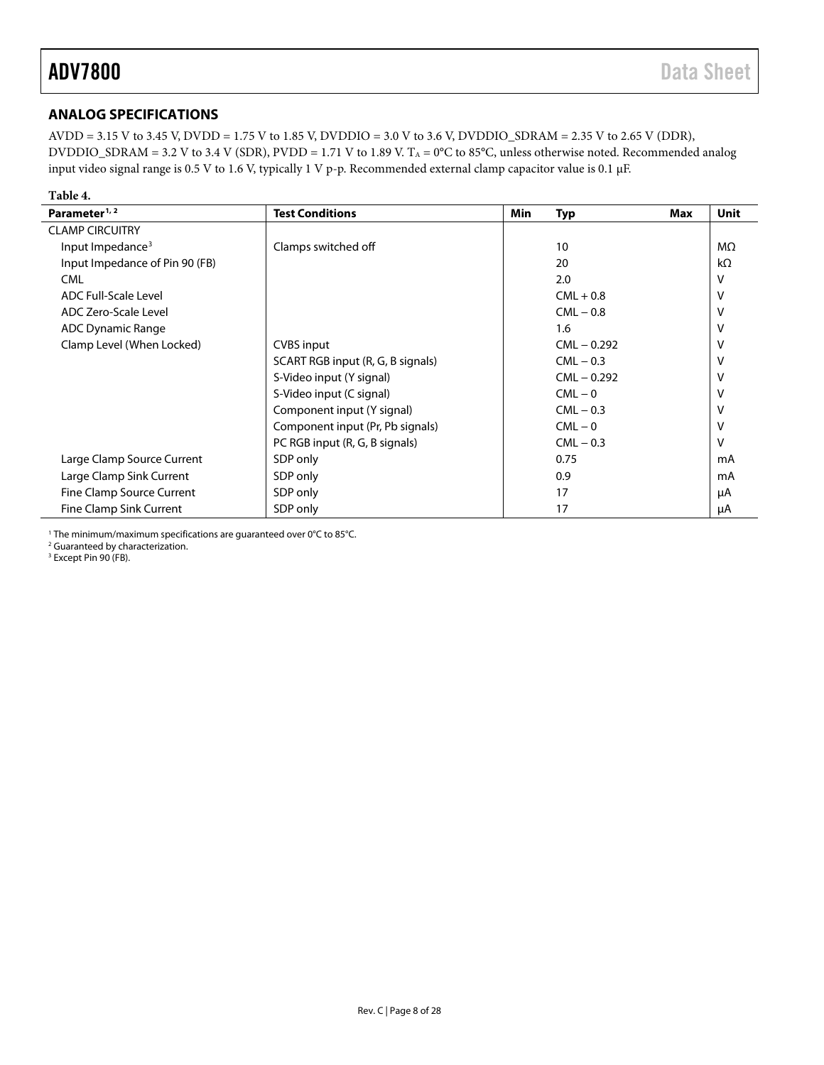## ANALOG SPECIFICATIONS

AVDD = 3.15 V to 3.45 V, DVDD = 1.75 V to 1.85 V, DVDDIO = 3.0 V to 3.6 V, DVDDIO_SDRAM = 2.35 V to 2.65 V (DDR), DVDDIO_SDRAM = 3.2 V to 3.4 V (SDR), PVDD = 1.71 V to 1.89 V. $T_A$ = 0°C to 85°C, unless otherwise noted. Recommended analog input video signal range is 0.5 V to 1.6 V, typically 1 V p-p. Recommended external clamp capacitor value is 0.1 μF.

**Table 4.**

| Parameter[1, 2] | Test Conditions | Min | Typ | Max | Unit |
|---|---|---|---|---|---|
| CLAMP CIRCUITRY | | | | | |
| Input Impedance[3] | Clamps switched off | | 10 | | MΩ |
| Input Impedance of Pin 90 (FB) | | | 20 | | kΩ |
| CML | | | 2.0 | | V |
| ADC Full-Scale Level | | | CML + 0.8 | | V |
| ADC Zero-Scale Level | | | CML − 0.8 | | V |
| ADC Dynamic Range | | | 1.6 | | V |
| Clamp Level (When Locked) | CVBS input | | CML − 0.292 | | V |
| | SCART RGB input (R, G, B signals) | | CML − 0.3 | | V |
| | S-Video input (Y signal) | | CML − 0.292 | | V |
| | S-Video input (C signal) | | CML − 0 | | V |
| | Component input (Y signal) | | CML − 0.3 | | V |
| | Component input (Pr, Pb signals) | | CML − 0 | | V |
| | PC RGB input (R, G, B signals) | | CML − 0.3 | | V |
| Large Clamp Source Current | SDP only | | 0.75 | | mA |
| Large Clamp Sink Current | SDP only | | 0.9 | | mA |
| Fine Clamp Source Current | SDP only | | 17 | | μA |
| Fine Clamp Sink Current | SDP only | | 17 | | μA |

[1] The minimum/maximum specifications are guaranteed over 0°C to 85°C.
[2] Guaranteed by characterization.
[3] Except Pin 90 (FB).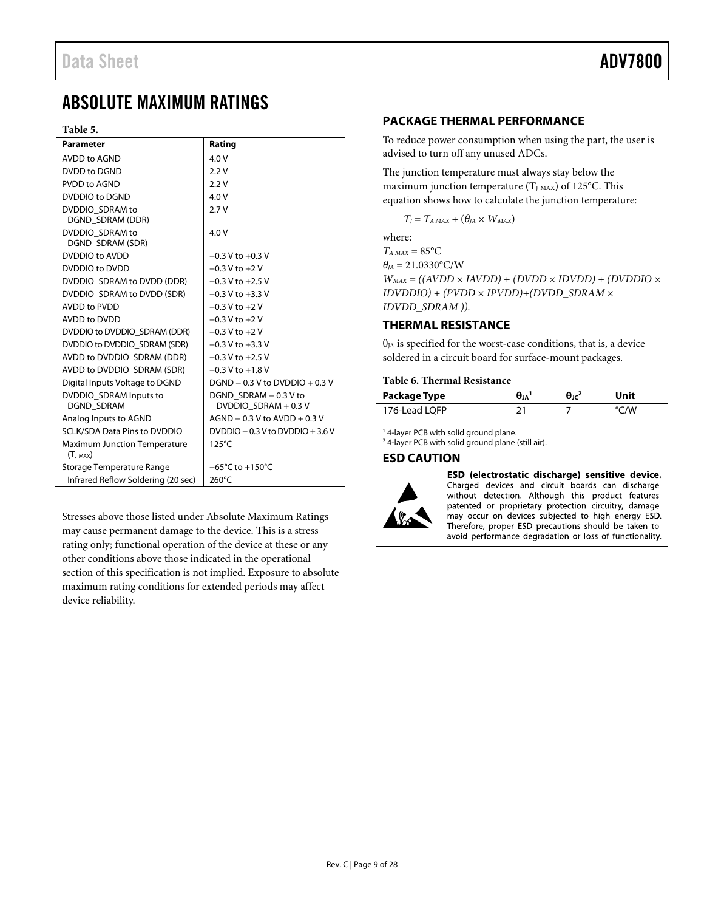# ABSOLUTE MAXIMUM RATINGS

**Table 5.**

| Parameter | Rating |
|---|---|
| AVDD to AGND | 4.0 V |
| DVDD to DGND | 2.2 V |
| PVDD to AGND | 2.2 V |
| DVDDIO to DGND | 4.0 V |
| DVDDIO_SDRAM to DGND_SDRAM (DDR) | 2.7 V |
| DVDDIO_SDRAM to DGND_SDRAM (SDR) | 4.0 V |
| DVDDIO to AVDD | −0.3 V to +0.3 V |
| DVDDIO to DVDD | −0.3 V to +2 V |
| DVDDIO_SDRAM to DVDD (DDR) | −0.3 V to +2.5 V |
| DVDDIO_SDRAM to DVDD (SDR) | −0.3 V to +3.3 V |
| AVDD to PVDD | −0.3 V to +2 V |
| AVDD to DVDD | −0.3 V to +2 V |
| DVDDIO to DVDDIO_SDRAM (DDR) | −0.3 V to +2 V |
| DVDDIO to DVDDIO_SDRAM (SDR) | −0.3 V to +3.3 V |
| AVDD to DVDDIO_SDRAM (DDR) | −0.3 V to +2.5 V |
| AVDD to DVDDIO_SDRAM (SDR) | −0.3 V to +1.8 V |
| Digital Inputs Voltage to DGND | DGND − 0.3 V to DVDDIO + 0.3 V |
| DVDDIO_SDRAM Inputs to DGND_SDRAM | DGND_SDRAM − 0.3 V to DVDDIO_SDRAM + 0.3 V |
| Analog Inputs to AGND | AGND − 0.3 V to AVDD + 0.3 V |
| SCLK/SDA Data Pins to DVDDIO | DVDDIO − 0.3 V to DVDDIO + 3.6 V |
| Maximum Junction Temperature ($T_{J\ MAX}$) | 125°C |
| Storage Temperature Range | −65°C to +150°C |
| Infrared Reflow Soldering (20 sec) | 260°C |

Stresses above those listed under Absolute Maximum Ratings may cause permanent damage to the device. This is a stress rating only; functional operation of the device at these or any other conditions above those indicated in the operational section of this specification is not implied. Exposure to absolute maximum rating conditions for extended periods may affect device reliability.

## PACKAGE THERMAL PERFORMANCE

To reduce power consumption when using the part, the user is advised to turn off any unused ADCs.

The junction temperature must always stay below the maximum junction temperature ($T_{J\ MAX}$) of 125°C. This equation shows how to calculate the junction temperature:

$$T_J = T_{A\ MAX} + (\theta_{JA} \times W_{MAX})$$

where:

$T_{A\ MAX}$ = 85°C

$\theta_{JA}$ = 21.0330°C/W

$W_{MAX}$ = ((AVDD × IAVDD) + (DVDD × IDVDD) + (DVDDIO × IDVDDIO) + (PVDD × IPVDD)+(DVDD_SDRAM × IDVDD_SDRAM )).

## THERMAL RESISTANCE

$\theta_{JA}$ is specified for the worst-case conditions, that is, a device soldered in a circuit board for surface-mount packages.

**Table 6. Thermal Resistance**

| Package Type | $\theta_{JA}$[1] | $\theta_{JC}$[2] | Unit |
|---|---|---|---|
| 176-Lead LQFP | 21 | 7 | °C/W |

[1] 4-layer PCB with solid ground plane.

[2] 4-layer PCB with solid ground plane (still air).

## ESD CAUTION

**ESD (electrostatic discharge) sensitive device.** Charged devices and circuit boards can discharge without detection. Although this product features patented or proprietary protection circuitry, damage may occur on devices subjected to high energy ESD. Therefore, proper ESD precautions should be taken to avoid performance degradation or loss of functionality.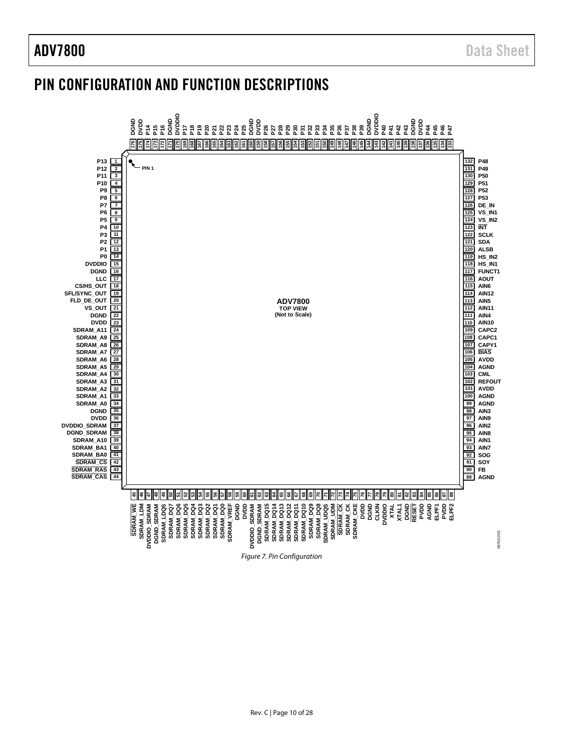## PIN CONFIGURATION AND FUNCTION DESCRIPTIONS

Figure 7. Pin Configuration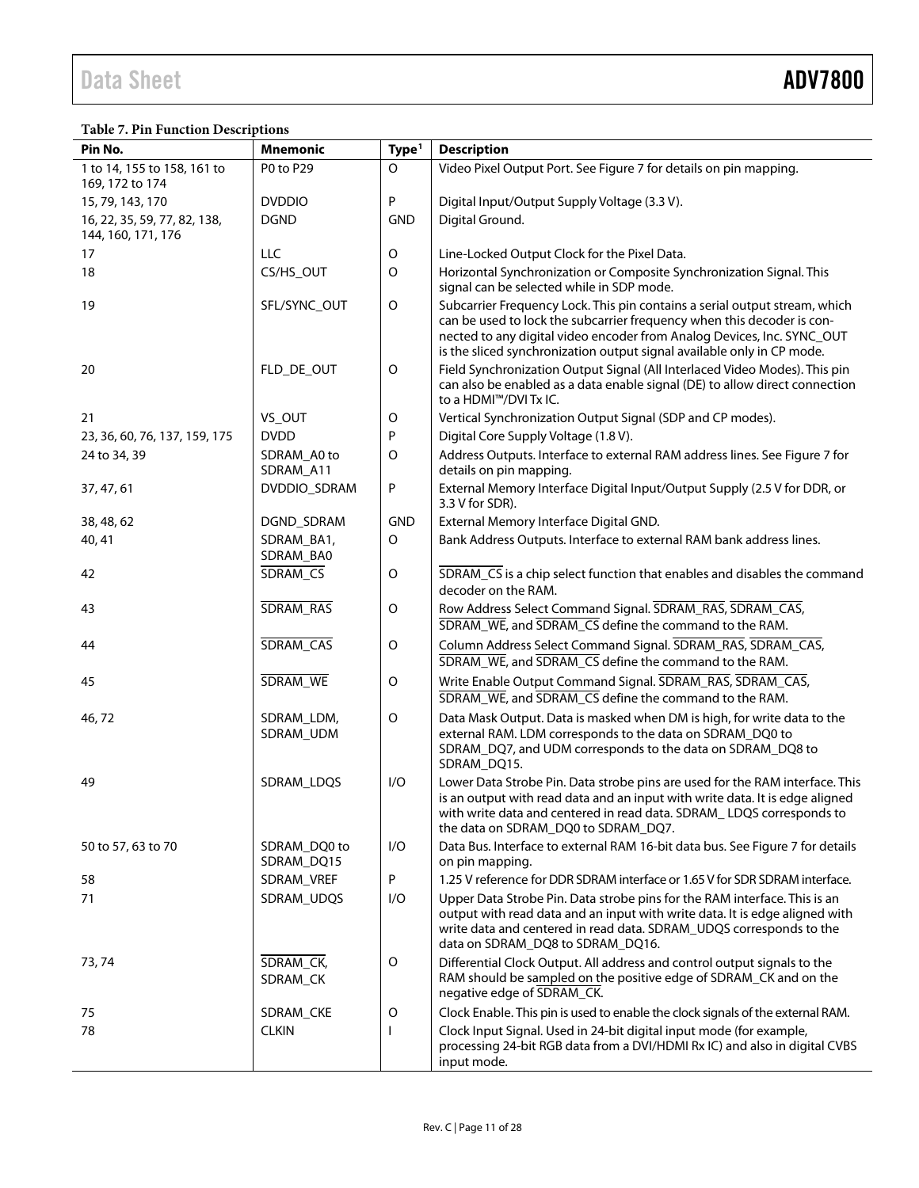**Table 7. Pin Function Descriptions**

| Pin No. | Mnemonic | Type[1] | Description |
|---|---|---|---|
| 1 to 14, 155 to 158, 161 to 169, 172 to 174 | P0 to P29 | O | Video Pixel Output Port. See Figure 7 for details on pin mapping. |
| 15, 79, 143, 170 | DVDDIO | P | Digital Input/Output Supply Voltage (3.3 V). |
| 16, 22, 35, 59, 77, 82, 138, 144, 160, 171, 176 | DGND | GND | Digital Ground. |
| 17 | LLC | O | Line-Locked Output Clock for the Pixel Data. |
| 18 | CS/HS_OUT | O | Horizontal Synchronization or Composite Synchronization Signal. This signal can be selected while in SDP mode. |
| 19 | SFL/SYNC_OUT | O | Subcarrier Frequency Lock. This pin contains a serial output stream, which can be used to lock the subcarrier frequency when this decoder is connected to any digital video encoder from Analog Devices, Inc. SYNC_OUT is the sliced synchronization output signal available only in CP mode. |
| 20 | FLD_DE_OUT | O | Field Synchronization Output Signal (All Interlaced Video Modes). This pin can also be enabled as a data enable signal (DE) to allow direct connection to a HDMI™/DVI Tx IC. |
| 21 | VS_OUT | O | Vertical Synchronization Output Signal (SDP and CP modes). |
| 23, 36, 60, 76, 137, 159, 175 | DVDD | P | Digital Core Supply Voltage (1.8 V). |
| 24 to 34, 39 | SDRAM_A0 to SDRAM_A11 | O | Address Outputs. Interface to external RAM address lines. See Figure 7 for details on pin mapping. |
| 37, 47, 61 | DVDDIO_SDRAM | P | External Memory Interface Digital Input/Output Supply (2.5 V for DDR, or 3.3 V for SDR). |
| 38, 48, 62 | DGND_SDRAM | GND | External Memory Interface Digital GND. |
| 40, 41 | SDRAM_BA1, SDRAM_BA0 | O | Bank Address Outputs. Interface to external RAM bank address lines. |
| 42 | $\overline{\text{SDRAM\_CS}}$ | O | $\overline{\text{SDRAM\_CS}}$ is a chip select function that enables and disables the command decoder on the RAM. |
| 43 | $\overline{\text{SDRAM\_RAS}}$ | O | Row Address Select Command Signal. $\overline{\text{SDRAM\_RAS}}$, $\overline{\text{SDRAM\_CAS}}$, $\overline{\text{SDRAM\_WE}}$, and $\overline{\text{SDRAM\_CS}}$ define the command to the RAM. |
| 44 | $\overline{\text{SDRAM\_CAS}}$ | O | Column Address Select Command Signal. $\overline{\text{SDRAM\_RAS}}$, $\overline{\text{SDRAM\_CAS}}$, $\overline{\text{SDRAM\_WE}}$, and $\overline{\text{SDRAM\_CS}}$ define the command to the RAM. |
| 45 | $\overline{\text{SDRAM\_WE}}$ | O | Write Enable Output Command Signal. $\overline{\text{SDRAM\_RAS}}$, $\overline{\text{SDRAM\_CAS}}$, $\overline{\text{SDRAM\_WE}}$, and $\overline{\text{SDRAM\_CS}}$ define the command to the RAM. |
| 46, 72 | SDRAM_LDM, SDRAM_UDM | O | Data Mask Output. Data is masked when DM is high, for write data to the external RAM. LDM corresponds to the data on SDRAM_DQ0 to SDRAM_DQ7, and UDM corresponds to the data on SDRAM_DQ8 to SDRAM_DQ15. |
| 49 | SDRAM_LDQS | I/O | Lower Data Strobe Pin. Data strobe pins are used for the RAM interface. This is an output with read data and an input with write data. It is edge aligned with write data and centered in read data. SDRAM_ LDQS corresponds to the data on SDRAM_DQ0 to SDRAM_DQ7. |
| 50 to 57, 63 to 70 | SDRAM_DQ0 to SDRAM_DQ15 | I/O | Data Bus. Interface to external RAM 16-bit data bus. See Figure 7 for details on pin mapping. |
| 58 | SDRAM_VREF | P | 1.25 V reference for DDR SDRAM interface or 1.65 V for SDR SDRAM interface. |
| 71 | SDRAM_UDQS | I/O | Upper Data Strobe Pin. Data strobe pins for the RAM interface. This is an output with read data and an input with write data. It is edge aligned with write data and centered in read data. SDRAM_UDQS corresponds to the data on SDRAM_DQ8 to SDRAM_DQ16. |
| 73, 74 | $\overline{\text{SDRAM\_CK}}$, SDRAM_CK | O | Differential Clock Output. All address and control output signals to the RAM should be sampled on the positive edge of SDRAM_CK and on the negative edge of $\overline{\text{SDRAM\_CK}}$. |
| 75 | SDRAM_CKE | O | Clock Enable. This pin is used to enable the clock signals of the external RAM. |
| 78 | CLKIN | I | Clock Input Signal. Used in 24-bit digital input mode (for example, processing 24-bit RGB data from a DVI/HDMI Rx IC) and also in digital CVBS input mode. |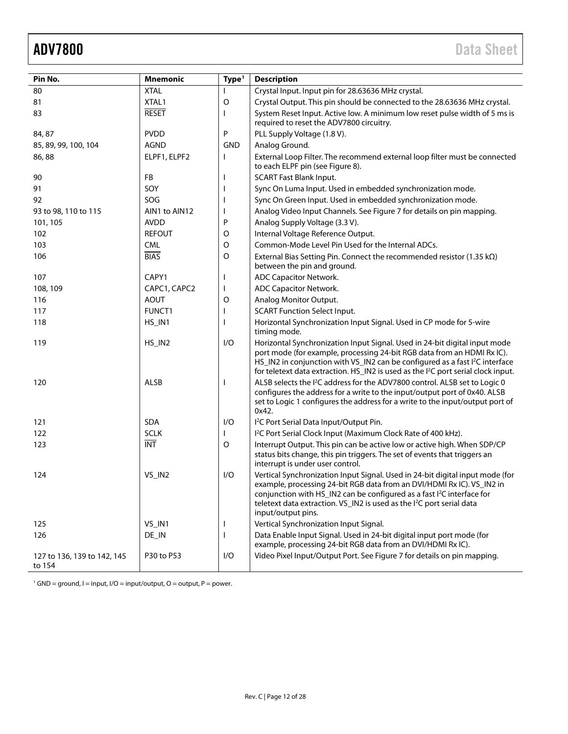| Pin No. | Mnemonic | Type[1] | Description |
|---|---|---|---|
| 80 | XTAL | I | Crystal Input. Input pin for 28.63636 MHz crystal. |
| 81 | XTAL1 | O | Crystal Output. This pin should be connected to the 28.63636 MHz crystal. |
| 83 | RESET | I | System Reset Input. Active low. A minimum low reset pulse width of 5 ms is required to reset the ADV7800 circuitry. |
| 84, 87 | PVDD | P | PLL Supply Voltage (1.8 V). |
| 85, 89, 99, 100, 104 | AGND | GND | Analog Ground. |
| 86, 88 | ELPF1, ELPF2 | I | External Loop Filter. The recommend external loop filter must be connected to each ELPF pin (see Figure 8). |
| 90 | FB | I | SCART Fast Blank Input. |
| 91 | SOY | I | Sync On Luma Input. Used in embedded synchronization mode. |
| 92 | SOG | I | Sync On Green Input. Used in embedded synchronization mode. |
| 93 to 98, 110 to 115 | AIN1 to AIN12 | I | Analog Video Input Channels. See Figure 7 for details on pin mapping. |
| 101, 105 | AVDD | P | Analog Supply Voltage (3.3 V). |
| 102 | REFOUT | O | Internal Voltage Reference Output. |
| 103 | CML | O | Common-Mode Level Pin Used for the Internal ADCs. |
| 106 | BIAS | O | External Bias Setting Pin. Connect the recommended resistor (1.35 kΩ) between the pin and ground. |
| 107 | CAPY1 | I | ADC Capacitor Network. |
| 108, 109 | CAPC1, CAPC2 | I | ADC Capacitor Network. |
| 116 | AOUT | O | Analog Monitor Output. |
| 117 | FUNCT1 | I | SCART Function Select Input. |
| 118 | HS_IN1 | I | Horizontal Synchronization Input Signal. Used in CP mode for 5-wire timing mode. |
| 119 | HS_IN2 | I/O | Horizontal Synchronization Input Signal. Used in 24-bit digital input mode port mode (for example, processing 24-bit RGB data from an HDMI Rx IC). HS_IN2 in conjunction with VS_IN2 can be configured as a fast I²C interface for teletext data extraction. HS_IN2 is used as the I²C port serial clock input. |
| 120 | ALSB | I | ALSB selects the I²C address for the ADV7800 control. ALSB set to Logic 0 configures the address for a write to the input/output port of 0x40. ALSB set to Logic 1 configures the address for a write to the input/output port of 0x42. |
| 121 | SDA | I/O | I²C Port Serial Data Input/Output Pin. |
| 122 | SCLK | I | I²C Port Serial Clock Input (Maximum Clock Rate of 400 kHz). |
| 123 | INT | O | Interrupt Output. This pin can be active low or active high. When SDP/CP status bits change, this pin triggers. The set of events that triggers an interrupt is under user control. |
| 124 | VS_IN2 | I/O | Vertical Synchronization Input Signal. Used in 24-bit digital input mode (for example, processing 24-bit RGB data from an DVI/HDMI Rx IC). VS_IN2 in conjunction with HS_IN2 can be configured as a fast I²C interface for teletext data extraction. VS_IN2 is used as the I²C port serial data input/output pins. |
| 125 | VS_IN1 | I | Vertical Synchronization Input Signal. |
| 126 | DE_IN | I | Data Enable Input Signal. Used in 24-bit digital input port mode (for example, processing 24-bit RGB data from an DVI/HDMI Rx IC). |
| 127 to 136, 139 to 142, 145 to 154 | P30 to P53 | I/O | Video Pixel Input/Output Port. See Figure 7 for details on pin mapping. |

[1] GND = ground, I = input, I/O = input/output, O = output, P = power.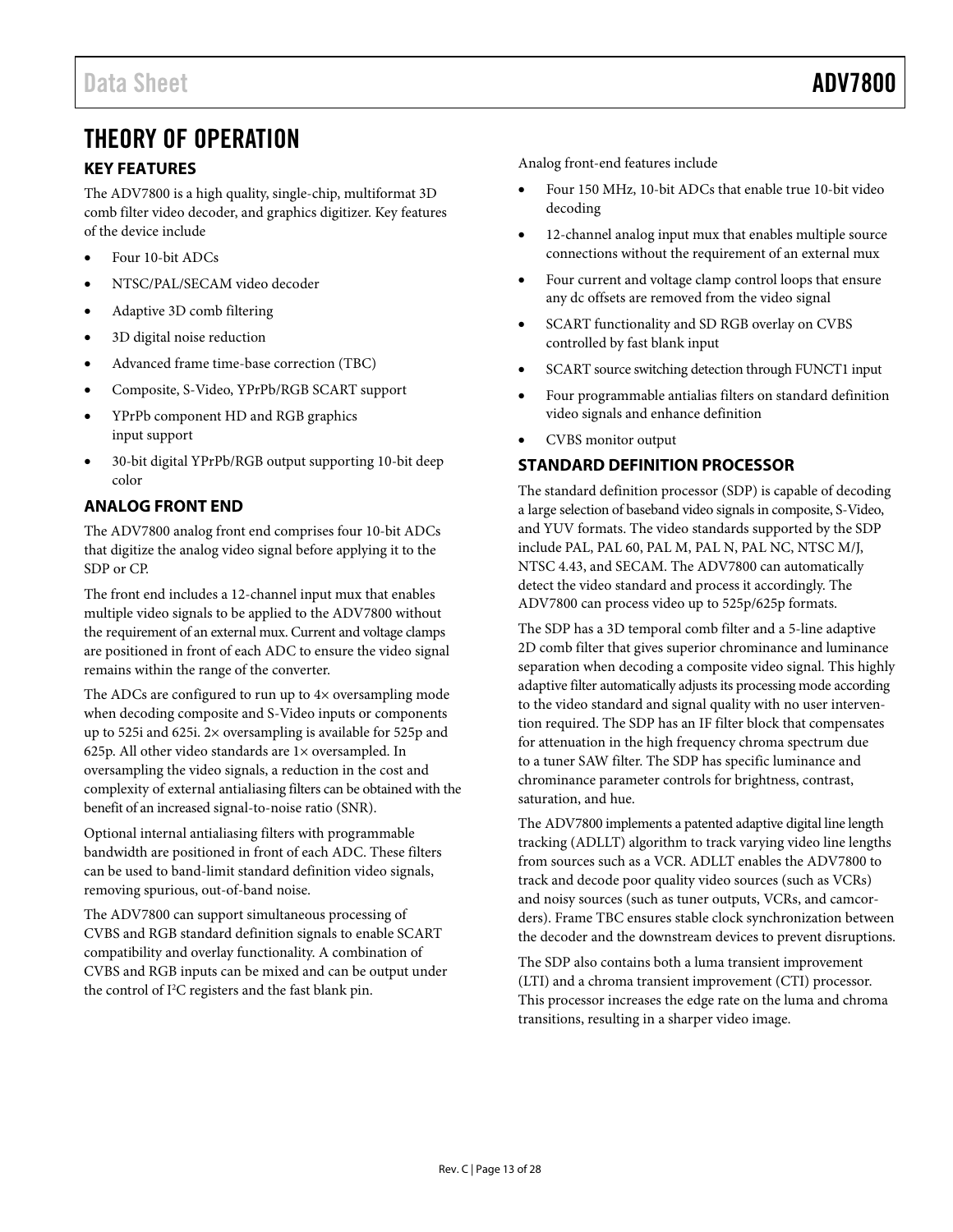# THEORY OF OPERATION

## KEY FEATURES

The ADV7800 is a high quality, single-chip, multiformat 3D comb filter video decoder, and graphics digitizer. Key features of the device include

- Four 10-bit ADCs
- NTSC/PAL/SECAM video decoder
- Adaptive 3D comb filtering
- 3D digital noise reduction
- Advanced frame time-base correction (TBC)
- Composite, S-Video, YPrPb/RGB SCART support
- YPrPb component HD and RGB graphics input support
- 30-bit digital YPrPb/RGB output supporting 10-bit deep color

## ANALOG FRONT END

The ADV7800 analog front end comprises four 10-bit ADCs that digitize the analog video signal before applying it to the SDP or CP.

The front end includes a 12-channel input mux that enables multiple video signals to be applied to the ADV7800 without the requirement of an external mux. Current and voltage clamps are positioned in front of each ADC to ensure the video signal remains within the range of the converter.

The ADCs are configured to run up to 4× oversampling mode when decoding composite and S-Video inputs or components up to 525i and 625i. 2× oversampling is available for 525p and 625p. All other video standards are 1× oversampled. In oversampling the video signals, a reduction in the cost and complexity of external antialiasing filters can be obtained with the benefit of an increased signal-to-noise ratio (SNR).

Optional internal antialiasing filters with programmable bandwidth are positioned in front of each ADC. These filters can be used to band-limit standard definition video signals, removing spurious, out-of-band noise.

The ADV7800 can support simultaneous processing of CVBS and RGB standard definition signals to enable SCART compatibility and overlay functionality. A combination of CVBS and RGB inputs can be mixed and can be output under the control of I²C registers and the fast blank pin.

Analog front-end features include

- Four 150 MHz, 10-bit ADCs that enable true 10-bit video decoding
- 12-channel analog input mux that enables multiple source connections without the requirement of an external mux
- Four current and voltage clamp control loops that ensure any dc offsets are removed from the video signal
- SCART functionality and SD RGB overlay on CVBS controlled by fast blank input
- SCART source switching detection through FUNCT1 input
- Four programmable antialias filters on standard definition video signals and enhance definition
- CVBS monitor output

## STANDARD DEFINITION PROCESSOR

The standard definition processor (SDP) is capable of decoding a large selection of baseband video signals in composite, S-Video, and YUV formats. The video standards supported by the SDP include PAL, PAL 60, PAL M, PAL N, PAL NC, NTSC M/J, NTSC 4.43, and SECAM. The ADV7800 can automatically detect the video standard and process it accordingly. The ADV7800 can process video up to 525p/625p formats.

The SDP has a 3D temporal comb filter and a 5-line adaptive 2D comb filter that gives superior chrominance and luminance separation when decoding a composite video signal. This highly adaptive filter automatically adjusts its processing mode according to the video standard and signal quality with no user intervention required. The SDP has an IF filter block that compensates for attenuation in the high frequency chroma spectrum due to a tuner SAW filter. The SDP has specific luminance and chrominance parameter controls for brightness, contrast, saturation, and hue.

The ADV7800 implements a patented adaptive digital line length tracking (ADLLT) algorithm to track varying video line lengths from sources such as a VCR. ADLLT enables the ADV7800 to track and decode poor quality video sources (such as VCRs) and noisy sources (such as tuner outputs, VCRs, and camcorders). Frame TBC ensures stable clock synchronization between the decoder and the downstream devices to prevent disruptions.

The SDP also contains both a luma transient improvement (LTI) and a chroma transient improvement (CTI) processor. This processor increases the edge rate on the luma and chroma transitions, resulting in a sharper video image.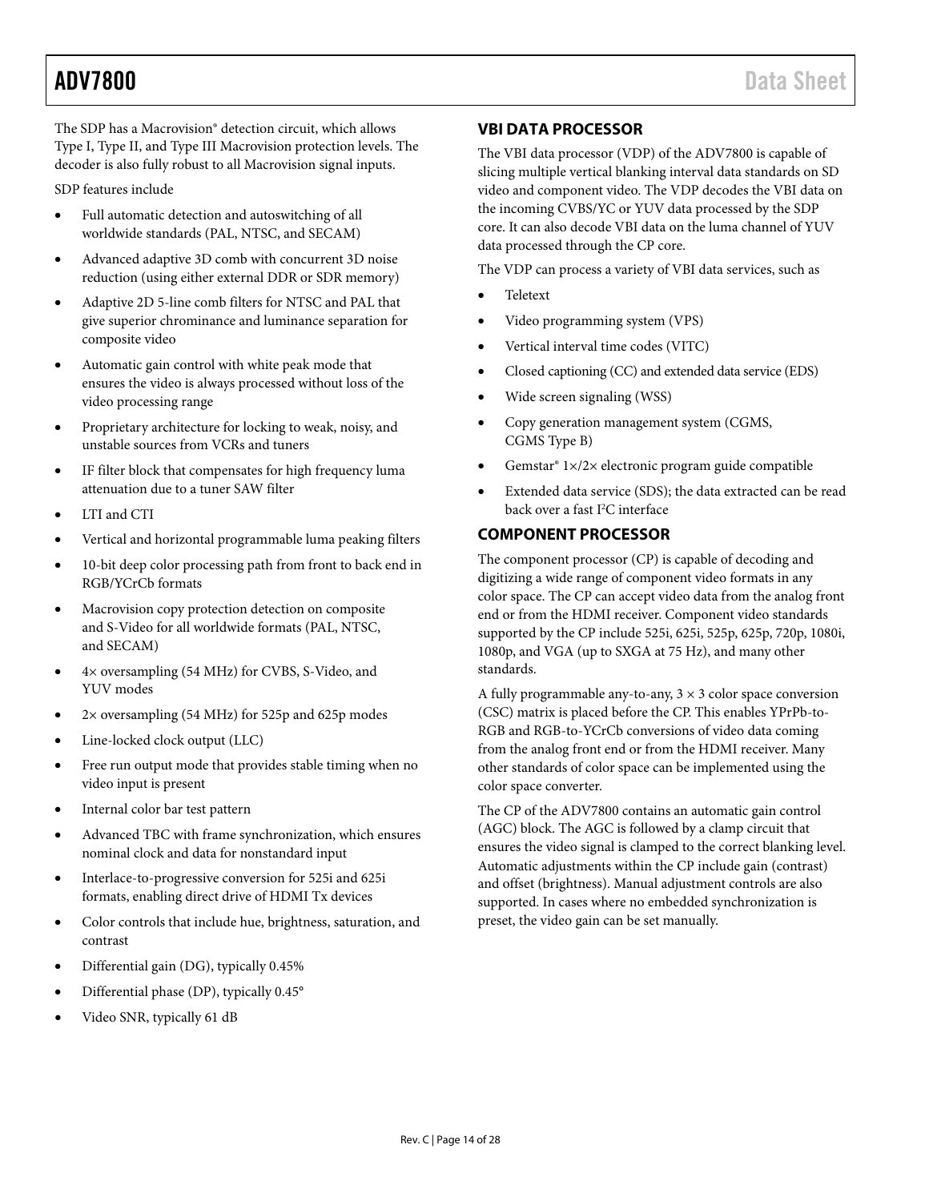The SDP has a Macrovision® detection circuit, which allows Type I, Type II, and Type III Macrovision protection levels. The decoder is also fully robust to all Macrovision signal inputs.

SDP features include

- Full automatic detection and autoswitching of all worldwide standards (PAL, NTSC, and SECAM)
- Advanced adaptive 3D comb with concurrent 3D noise reduction (using either external DDR or SDR memory)
- Adaptive 2D 5-line comb filters for NTSC and PAL that give superior chrominance and luminance separation for composite video
- Automatic gain control with white peak mode that ensures the video is always processed without loss of the video processing range
- Proprietary architecture for locking to weak, noisy, and unstable sources from VCRs and tuners
- IF filter block that compensates for high frequency luma attenuation due to a tuner SAW filter
- LTI and CTI
- Vertical and horizontal programmable luma peaking filters
- 10-bit deep color processing path from front to back end in RGB/YCrCb formats
- Macrovision copy protection detection on composite and S-Video for all worldwide formats (PAL, NTSC, and SECAM)
- 4× oversampling (54 MHz) for CVBS, S-Video, and YUV modes
- 2× oversampling (54 MHz) for 525p and 625p modes
- Line-locked clock output (LLC)
- Free run output mode that provides stable timing when no video input is present
- Internal color bar test pattern
- Advanced TBC with frame synchronization, which ensures nominal clock and data for nonstandard input
- Interlace-to-progressive conversion for 525i and 625i formats, enabling direct drive of HDMI Tx devices
- Color controls that include hue, brightness, saturation, and contrast
- Differential gain (DG), typically 0.45%
- Differential phase (DP), typically 0.45°
- Video SNR, typically 61 dB

## VBI DATA PROCESSOR

The VBI data processor (VDP) of the ADV7800 is capable of slicing multiple vertical blanking interval data standards on SD video and component video. The VDP decodes the VBI data on the incoming CVBS/YC or YUV data processed by the SDP core. It can also decode VBI data on the luma channel of YUV data processed through the CP core.

The VDP can process a variety of VBI data services, such as

- Teletext
- Video programming system (VPS)
- Vertical interval time codes (VITC)
- Closed captioning (CC) and extended data service (EDS)
- Wide screen signaling (WSS)
- Copy generation management system (CGMS, CGMS Type B)
- Gemstar® 1×/2× electronic program guide compatible
- Extended data service (SDS); the data extracted can be read back over a fast I²C interface

## COMPONENT PROCESSOR

The component processor (CP) is capable of decoding and digitizing a wide range of component video formats in any color space. The CP can accept video data from the analog front end or from the HDMI receiver. Component video standards supported by the CP include 525i, 625i, 525p, 625p, 720p, 1080i, 1080p, and VGA (up to SXGA at 75 Hz), and many other standards.

A fully programmable any-to-any, 3 × 3 color space conversion (CSC) matrix is placed before the CP. This enables YPrPb-to-RGB and RGB-to-YCrCb conversions of video data coming from the analog front end or from the HDMI receiver. Many other standards of color space can be implemented using the color space converter.

The CP of the ADV7800 contains an automatic gain control (AGC) block. The AGC is followed by a clamp circuit that ensures the video signal is clamped to the correct blanking level. Automatic adjustments within the CP include gain (contrast) and offset (brightness). Manual adjustment controls are also supported. In cases where no embedded synchronization is preset, the video gain can be set manually.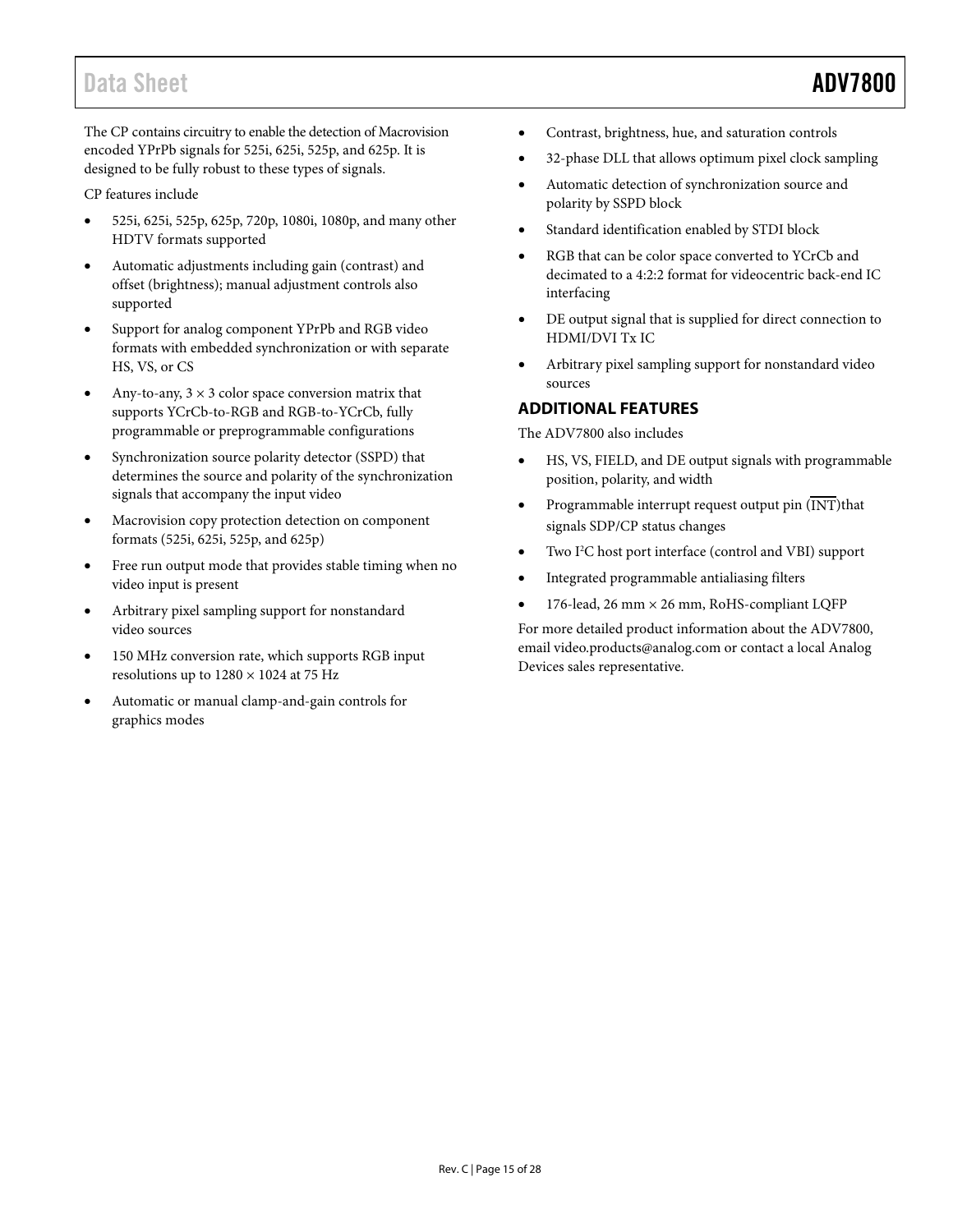The CP contains circuitry to enable the detection of Macrovision encoded YPrPb signals for 525i, 625i, 525p, and 625p. It is designed to be fully robust to these types of signals.

CP features include

- 525i, 625i, 525p, 625p, 720p, 1080i, 1080p, and many other HDTV formats supported
- Automatic adjustments including gain (contrast) and offset (brightness); manual adjustment controls also supported
- Support for analog component YPrPb and RGB video formats with embedded synchronization or with separate HS, VS, or CS
- Any-to-any, 3 × 3 color space conversion matrix that supports YCrCb-to-RGB and RGB-to-YCrCb, fully programmable or preprogrammable configurations
- Synchronization source polarity detector (SSPD) that determines the source and polarity of the synchronization signals that accompany the input video
- Macrovision copy protection detection on component formats (525i, 625i, 525p, and 625p)
- Free run output mode that provides stable timing when no video input is present
- Arbitrary pixel sampling support for nonstandard video sources
- 150 MHz conversion rate, which supports RGB input resolutions up to 1280 × 1024 at 75 Hz
- Automatic or manual clamp-and-gain controls for graphics modes
- Contrast, brightness, hue, and saturation controls
- 32-phase DLL that allows optimum pixel clock sampling
- Automatic detection of synchronization source and polarity by SSPD block
- Standard identification enabled by STDI block
- RGB that can be color space converted to YCrCb and decimated to a 4:2:2 format for videocentric back-end IC interfacing
- DE output signal that is supplied for direct connection to HDMI/DVI Tx IC
- Arbitrary pixel sampling support for nonstandard video sources

## ADDITIONAL FEATURES

The ADV7800 also includes

- HS, VS, FIELD, and DE output signals with programmable position, polarity, and width
- Programmable interrupt request output pin ($\overline{\text{INT}}$) that signals SDP/CP status changes
- Two I²C host port interface (control and VBI) support
- Integrated programmable antialiasing filters
- 176-lead, 26 mm × 26 mm, RoHS-compliant LQFP

For more detailed product information about the ADV7800, email video.products@analog.com or contact a local Analog Devices sales representative.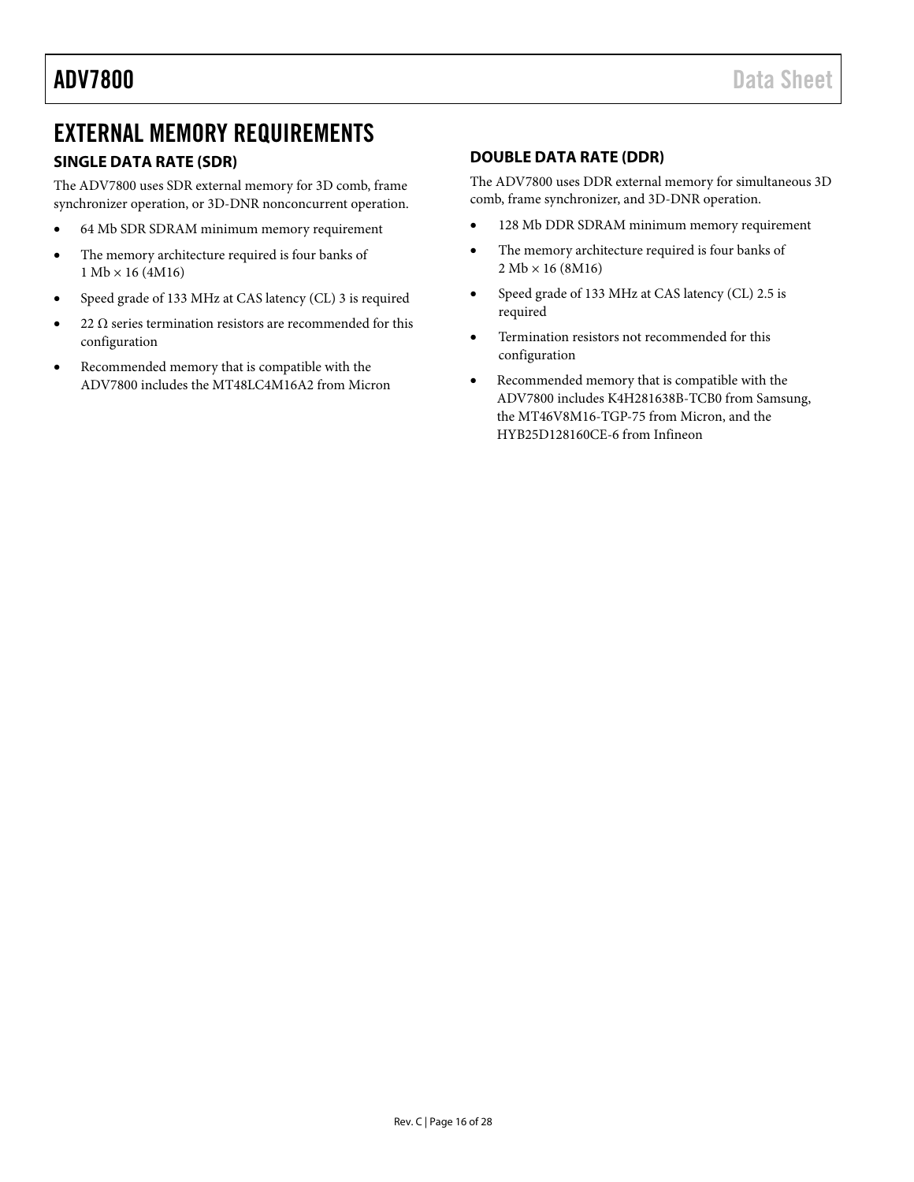# EXTERNAL MEMORY REQUIREMENTS

## SINGLE DATA RATE (SDR)

The ADV7800 uses SDR external memory for 3D comb, frame synchronizer operation, or 3D-DNR nonconcurrent operation.

- 64 Mb SDR SDRAM minimum memory requirement
- The memory architecture required is four banks of 1 Mb × 16 (4M16)
- Speed grade of 133 MHz at CAS latency (CL) 3 is required
- 22 Ω series termination resistors are recommended for this configuration
- Recommended memory that is compatible with the ADV7800 includes the MT48LC4M16A2 from Micron

## DOUBLE DATA RATE (DDR)

The ADV7800 uses DDR external memory for simultaneous 3D comb, frame synchronizer, and 3D-DNR operation.

- 128 Mb DDR SDRAM minimum memory requirement
- The memory architecture required is four banks of 2 Mb × 16 (8M16)
- Speed grade of 133 MHz at CAS latency (CL) 2.5 is required
- Termination resistors not recommended for this configuration
- Recommended memory that is compatible with the ADV7800 includes K4H281638B-TCB0 from Samsung, the MT46V8M16-TGP-75 from Micron, and the HYB25D128160CE-6 from Infineon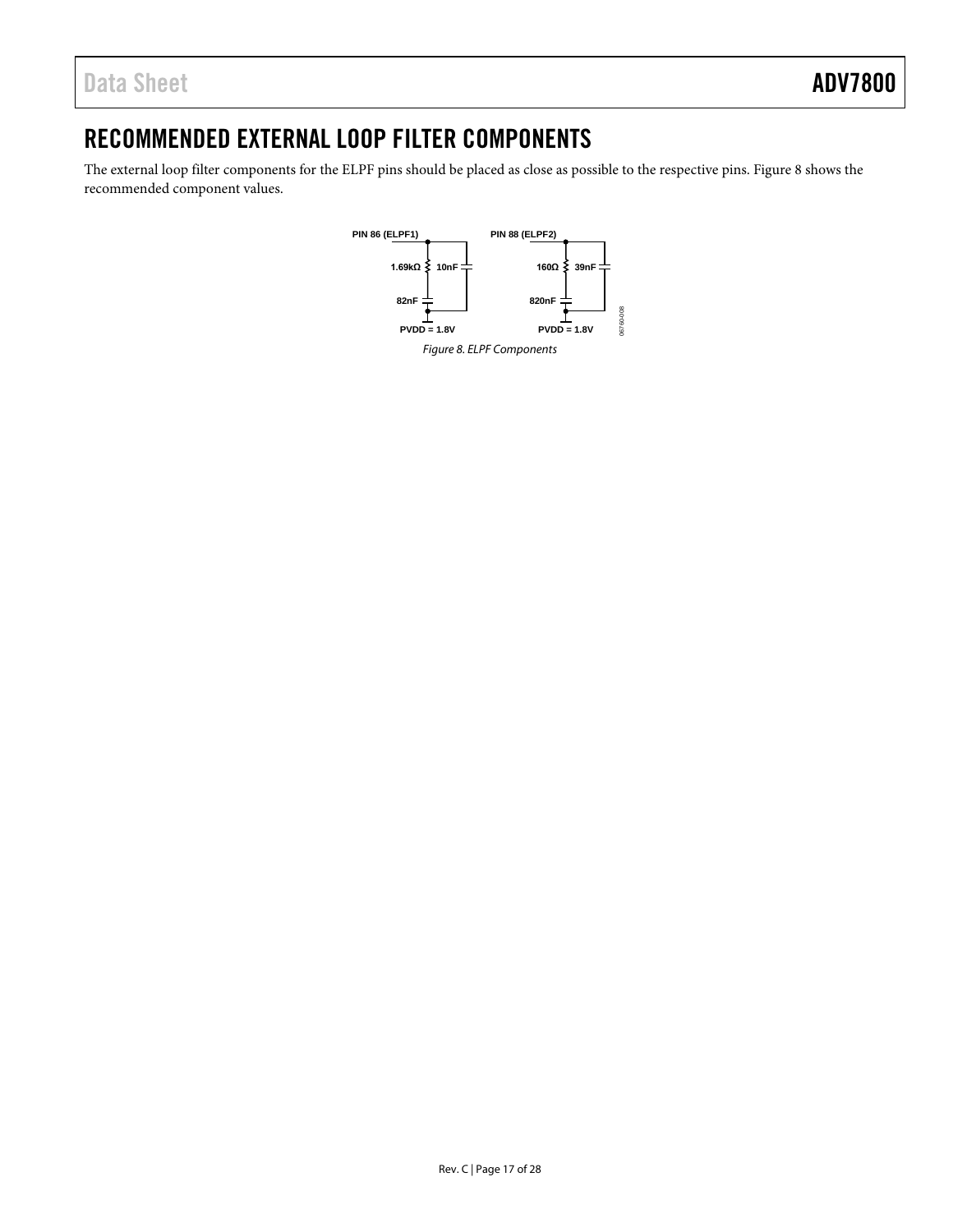## RECOMMENDED EXTERNAL LOOP FILTER COMPONENTS

The external loop filter components for the ELPF pins should be placed as close as possible to the respective pins. Figure 8 shows the recommended component values.

PIN 86 (ELPF1)

1.69kΩ 10nF

82nF

PVDD = 1.8V

PIN 88 (ELPF2)

160Ω 39nF

820nF

PVDD = 1.8V

06760-008

*Figure 8. ELPF Components*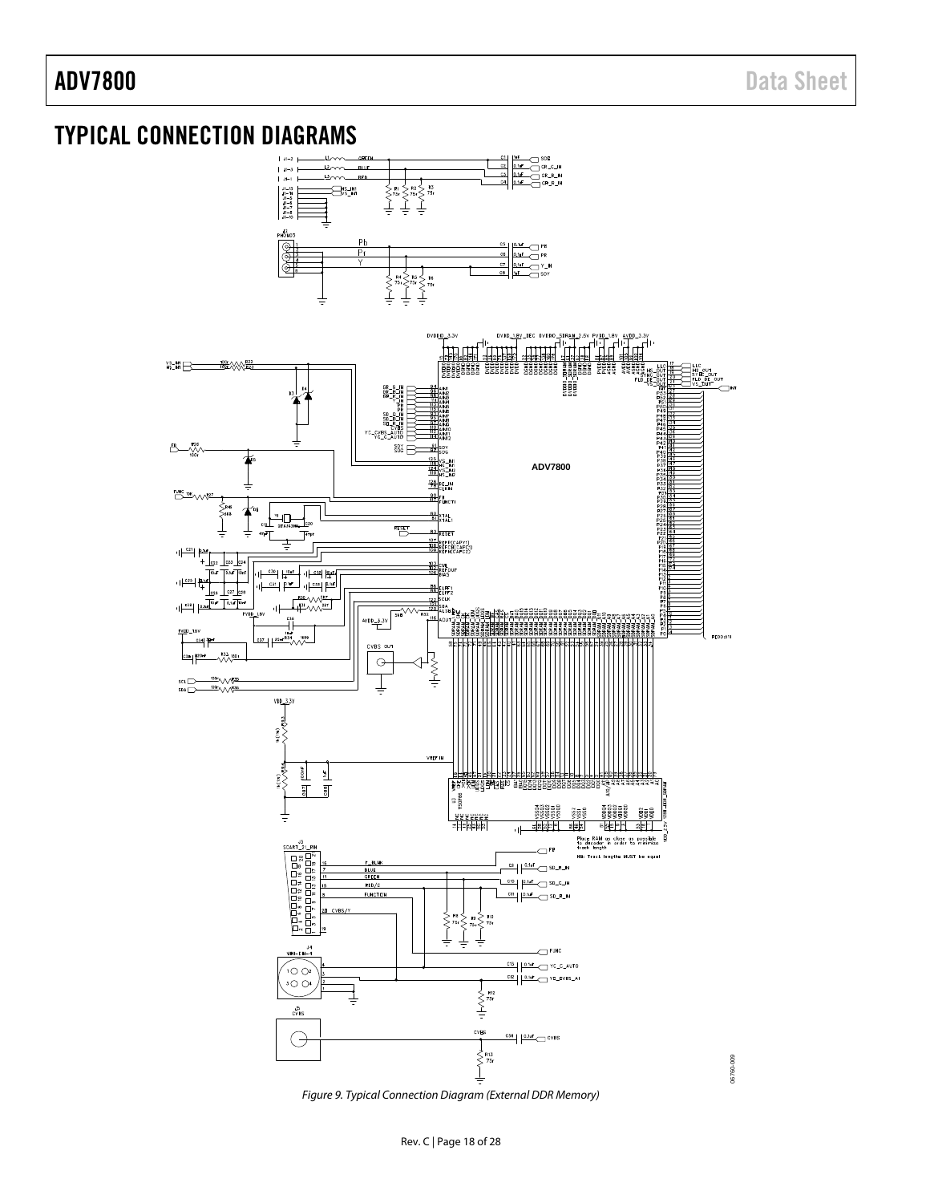## TYPICAL CONNECTION DIAGRAMS

Figure 9. Typical Connection Diagram (External DDR Memory)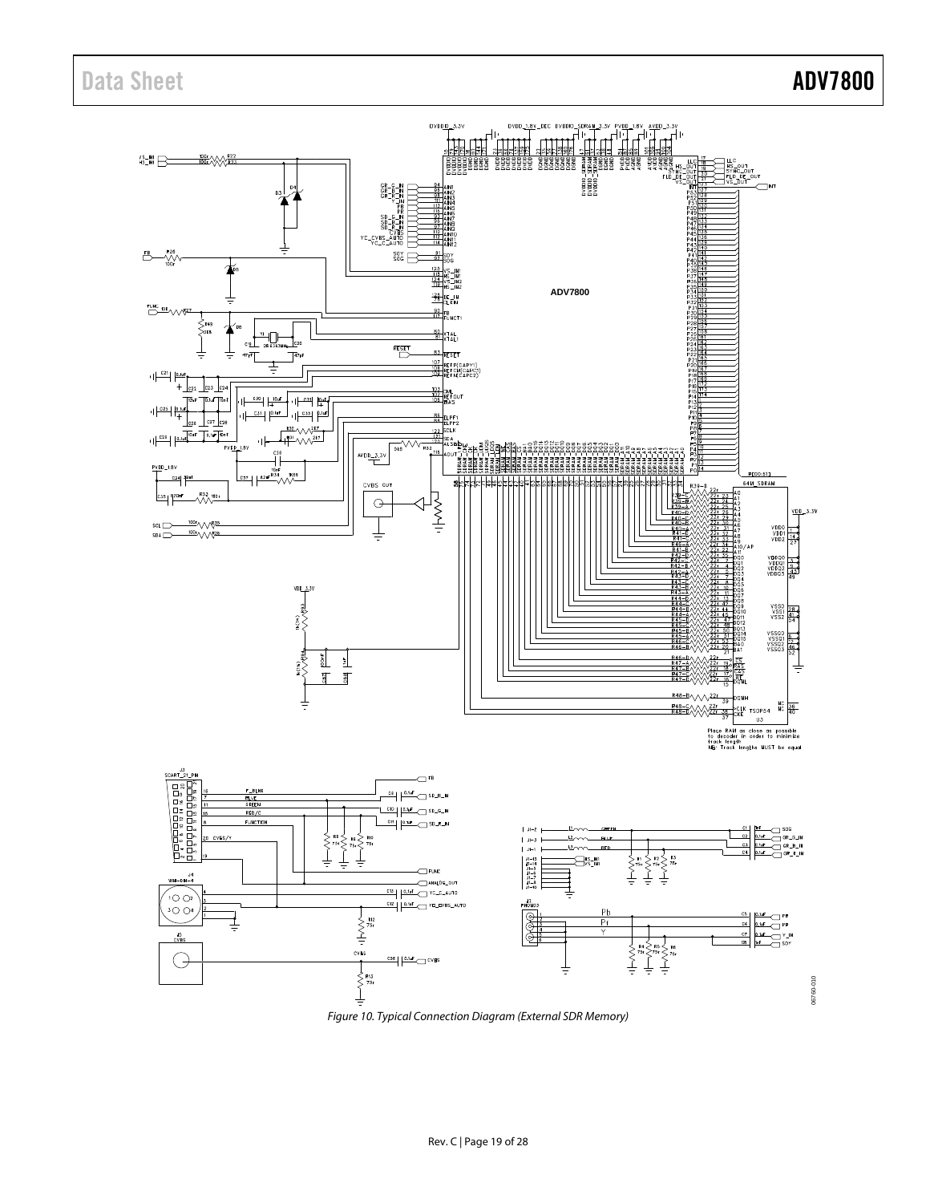Figure 10. Typical Connection Diagram (External SDR Memory)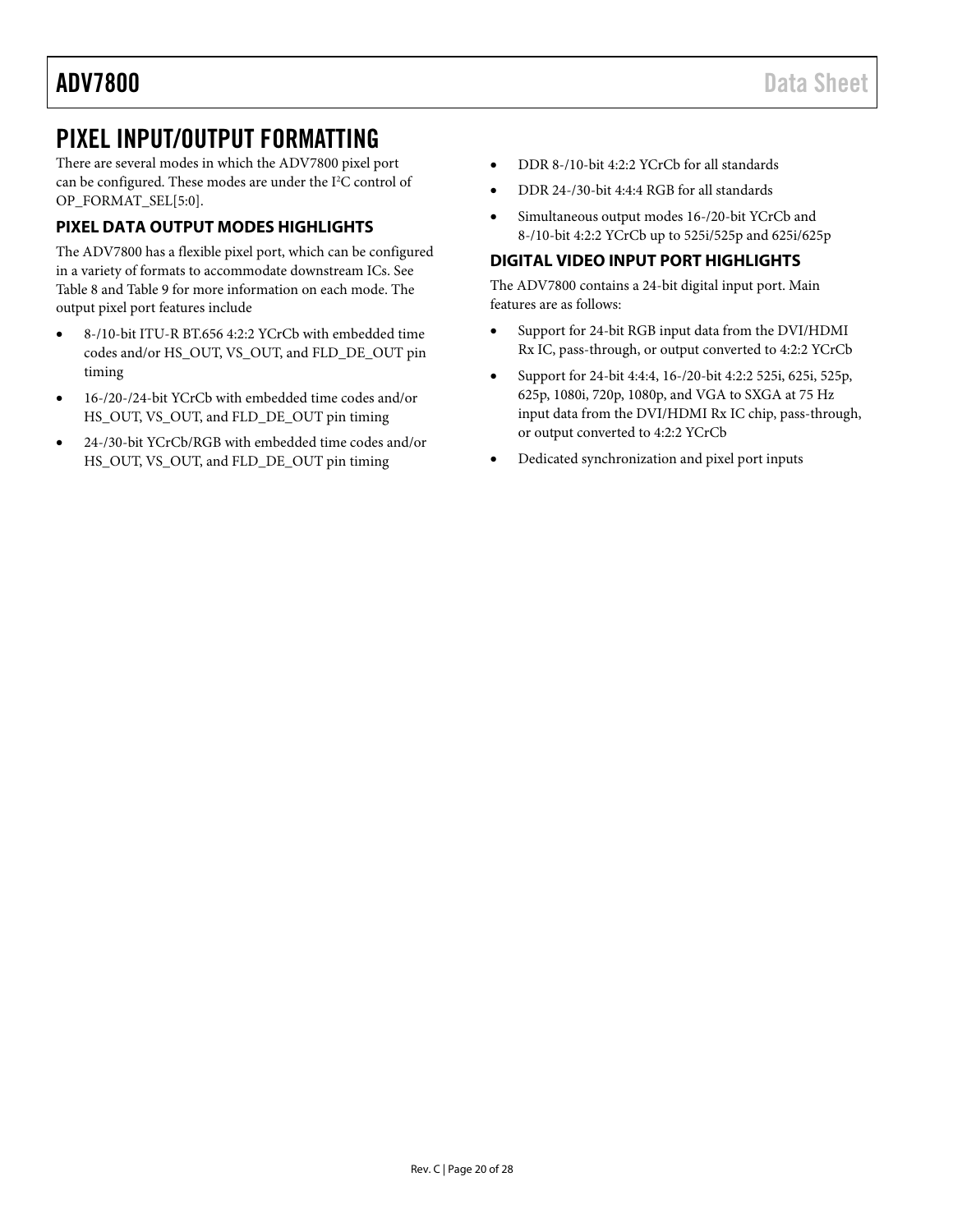# PIXEL INPUT/OUTPUT FORMATTING

There are several modes in which the ADV7800 pixel port can be configured. These modes are under the I$^2$C control of OP_FORMAT_SEL[5:0].

## PIXEL DATA OUTPUT MODES HIGHLIGHTS

The ADV7800 has a flexible pixel port, which can be configured in a variety of formats to accommodate downstream ICs. See Table 8 and Table 9 for more information on each mode. The output pixel port features include

- 8-/10-bit ITU-R BT.656 4:2:2 YCrCb with embedded time codes and/or HS_OUT, VS_OUT, and FLD_DE_OUT pin timing
- 16-/20-/24-bit YCrCb with embedded time codes and/or HS_OUT, VS_OUT, and FLD_DE_OUT pin timing
- 24-/30-bit YCrCb/RGB with embedded time codes and/or HS_OUT, VS_OUT, and FLD_DE_OUT pin timing
- DDR 8-/10-bit 4:2:2 YCrCb for all standards
- DDR 24-/30-bit 4:4:4 RGB for all standards
- Simultaneous output modes 16-/20-bit YCrCb and 8-/10-bit 4:2:2 YCrCb up to 525i/525p and 625i/625p

## DIGITAL VIDEO INPUT PORT HIGHLIGHTS

The ADV7800 contains a 24-bit digital input port. Main features are as follows:

- Support for 24-bit RGB input data from the DVI/HDMI Rx IC, pass-through, or output converted to 4:2:2 YCrCb
- Support for 24-bit 4:4:4, 16-/20-bit 4:2:2 525i, 625i, 525p, 625p, 1080i, 720p, 1080p, and VGA to SXGA at 75 Hz input data from the DVI/HDMI Rx IC chip, pass-through, or output converted to 4:2:2 YCrCb
- Dedicated synchronization and pixel port inputs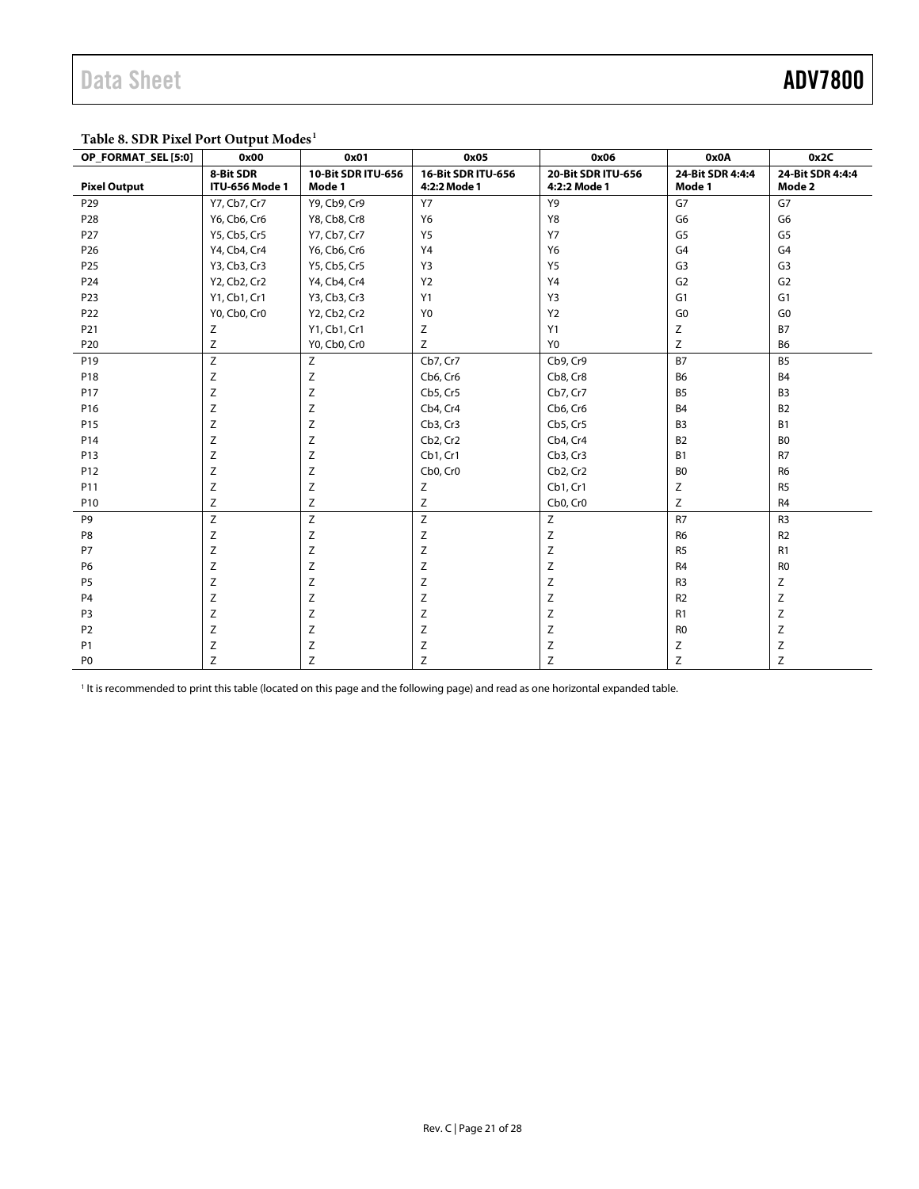**Table 8. SDR Pixel Port Output Modes**[1]

| OP_FORMAT_SEL [5:0] | 0x00 | 0x01 | 0x05 | 0x06 | 0x0A | 0x2C |
|---|---|---|---|---|---|---|
| **Pixel Output** | **8-Bit SDR ITU-656 Mode 1** | **10-Bit SDR ITU-656 Mode 1** | **16-Bit SDR ITU-656 4:2:2 Mode 1** | **20-Bit SDR ITU-656 4:2:2 Mode 1** | **24-Bit SDR 4:4:4 Mode 1** | **24-Bit SDR 4:4:4 Mode 2** |
| P29 | Y7, Cb7, Cr7 | Y9, Cb9, Cr9 | Y7 | Y9 | G7 | G7 |
| P28 | Y6, Cb6, Cr6 | Y8, Cb8, Cr8 | Y6 | Y8 | G6 | G6 |
| P27 | Y5, Cb5, Cr5 | Y7, Cb7, Cr7 | Y5 | Y7 | G5 | G5 |
| P26 | Y4, Cb4, Cr4 | Y6, Cb6, Cr6 | Y4 | Y6 | G4 | G4 |
| P25 | Y3, Cb3, Cr3 | Y5, Cb5, Cr5 | Y3 | Y5 | G3 | G3 |
| P24 | Y2, Cb2, Cr2 | Y4, Cb4, Cr4 | Y2 | Y4 | G2 | G2 |
| P23 | Y1, Cb1, Cr1 | Y3, Cb3, Cr3 | Y1 | Y3 | G1 | G1 |
| P22 | Y0, Cb0, Cr0 | Y2, Cb2, Cr2 | Y0 | Y2 | G0 | G0 |
| P21 | Z | Y1, Cb1, Cr1 | Z | Y1 | Z | B7 |
| P20 | Z | Y0, Cb0, Cr0 | Z | Y0 | Z | B6 |
| P19 | Z | Z | Cb7, Cr7 | Cb9, Cr9 | B7 | B5 |
| P18 | Z | Z | Cb6, Cr6 | Cb8, Cr8 | B6 | B4 |
| P17 | Z | Z | Cb5, Cr5 | Cb7, Cr7 | B5 | B3 |
| P16 | Z | Z | Cb4, Cr4 | Cb6, Cr6 | B4 | B2 |
| P15 | Z | Z | Cb3, Cr3 | Cb5, Cr5 | B3 | B1 |
| P14 | Z | Z | Cb2, Cr2 | Cb4, Cr4 | B2 | B0 |
| P13 | Z | Z | Cb1, Cr1 | Cb3, Cr3 | B1 | R7 |
| P12 | Z | Z | Cb0, Cr0 | Cb2, Cr2 | B0 | R6 |
| P11 | Z | Z | Z | Cb1, Cr1 | Z | R5 |
| P10 | Z | Z | Z | Cb0, Cr0 | Z | R4 |
| P9 | Z | Z | Z | Z | R7 | R3 |
| P8 | Z | Z | Z | Z | R6 | R2 |
| P7 | Z | Z | Z | Z | R5 | R1 |
| P6 | Z | Z | Z | Z | R4 | R0 |
| P5 | Z | Z | Z | Z | R3 | Z |
| P4 | Z | Z | Z | Z | R2 | Z |
| P3 | Z | Z | Z | Z | R1 | Z |
| P2 | Z | Z | Z | Z | R0 | Z |
| P1 | Z | Z | Z | Z | Z | Z |
| P0 | Z | Z | Z | Z | Z | Z |

[1] It is recommended to print this table (located on this page and the following page) and read as one horizontal expanded table.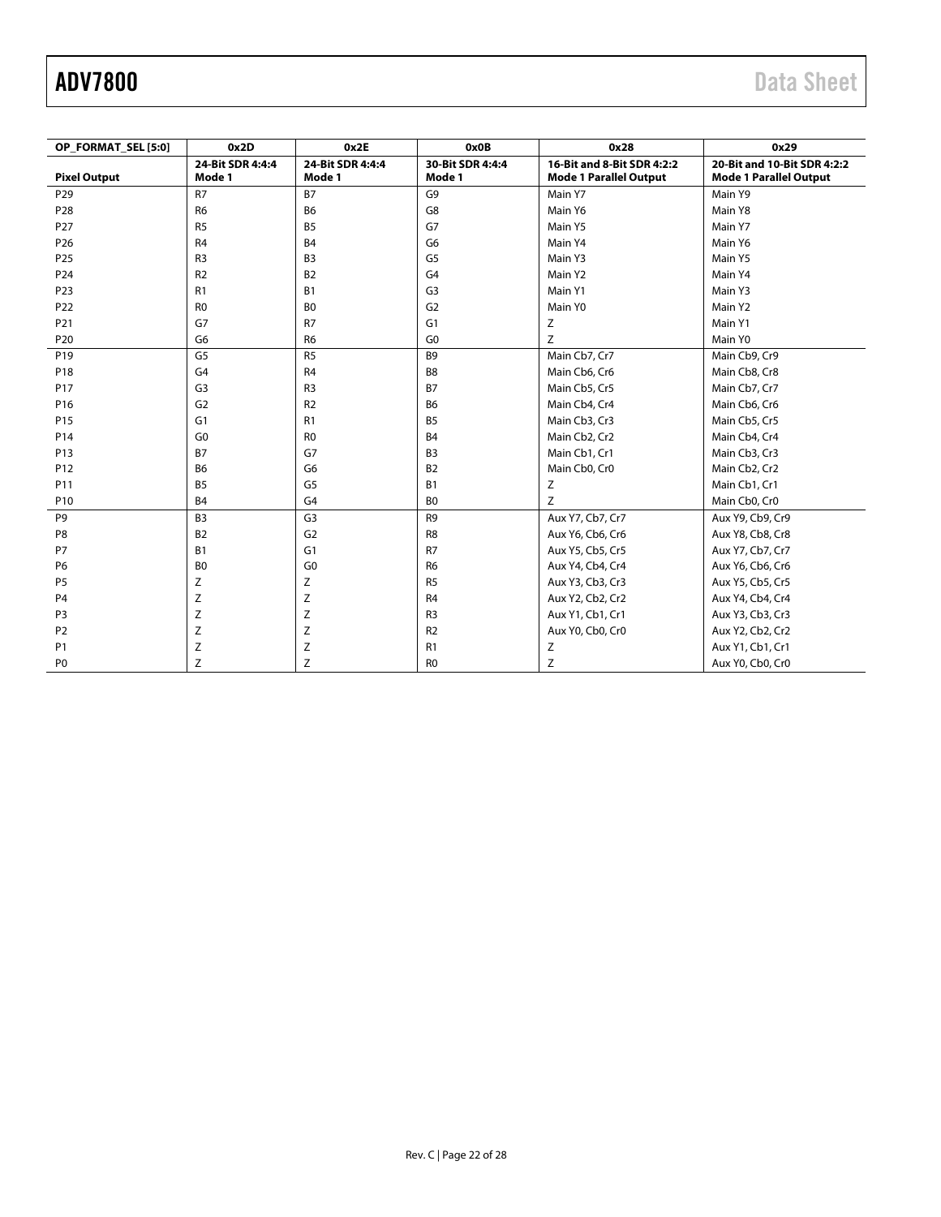| OP_FORMAT_SEL [5:0] | 0x2D | 0x2E | 0x0B | 0x28 | 0x29 |
|---|---|---|---|---|---|
| **Pixel Output** | **24-Bit SDR 4:4:4 Mode 1** | **24-Bit SDR 4:4:4 Mode 1** | **30-Bit SDR 4:4:4 Mode 1** | **16-Bit and 8-Bit SDR 4:2:2 Mode 1 Parallel Output** | **20-Bit and 10-Bit SDR 4:2:2 Mode 1 Parallel Output** |
| P29 | R7 | B7 | G9 | Main Y7 | Main Y9 |
| P28 | R6 | B6 | G8 | Main Y6 | Main Y8 |
| P27 | R5 | B5 | G7 | Main Y5 | Main Y7 |
| P26 | R4 | B4 | G6 | Main Y4 | Main Y6 |
| P25 | R3 | B3 | G5 | Main Y3 | Main Y5 |
| P24 | R2 | B2 | G4 | Main Y2 | Main Y4 |
| P23 | R1 | B1 | G3 | Main Y1 | Main Y3 |
| P22 | R0 | B0 | G2 | Main Y0 | Main Y2 |
| P21 | G7 | R7 | G1 | Z | Main Y1 |
| P20 | G6 | R6 | G0 | Z | Main Y0 |
| P19 | G5 | R5 | B9 | Main Cb7, Cr7 | Main Cb9, Cr9 |
| P18 | G4 | R4 | B8 | Main Cb6, Cr6 | Main Cb8, Cr8 |
| P17 | G3 | R3 | B7 | Main Cb5, Cr5 | Main Cb7, Cr7 |
| P16 | G2 | R2 | B6 | Main Cb4, Cr4 | Main Cb6, Cr6 |
| P15 | G1 | R1 | B5 | Main Cb3, Cr3 | Main Cb5, Cr5 |
| P14 | G0 | R0 | B4 | Main Cb2, Cr2 | Main Cb4, Cr4 |
| P13 | B7 | G7 | B3 | Main Cb1, Cr1 | Main Cb3, Cr3 |
| P12 | B6 | G6 | B2 | Main Cb0, Cr0 | Main Cb2, Cr2 |
| P11 | B5 | G5 | B1 | Z | Main Cb1, Cr1 |
| P10 | B4 | G4 | B0 | Z | Main Cb0, Cr0 |
| P9 | B3 | G3 | R9 | Aux Y7, Cb7, Cr7 | Aux Y9, Cb9, Cr9 |
| P8 | B2 | G2 | R8 | Aux Y6, Cb6, Cr6 | Aux Y8, Cb8, Cr8 |
| P7 | B1 | G1 | R7 | Aux Y5, Cb5, Cr5 | Aux Y7, Cb7, Cr7 |
| P6 | B0 | G0 | R6 | Aux Y4, Cb4, Cr4 | Aux Y6, Cb6, Cr6 |
| P5 | Z | Z | R5 | Aux Y3, Cb3, Cr3 | Aux Y5, Cb5, Cr5 |
| P4 | Z | Z | R4 | Aux Y2, Cb2, Cr2 | Aux Y4, Cb4, Cr4 |
| P3 | Z | Z | R3 | Aux Y1, Cb1, Cr1 | Aux Y3, Cb3, Cr3 |
| P2 | Z | Z | R2 | Aux Y0, Cb0, Cr0 | Aux Y2, Cb2, Cr2 |
| P1 | Z | Z | R1 | Z | Aux Y1, Cb1, Cr1 |
| P0 | Z | Z | R0 | Z | Aux Y0, Cb0, Cr0 |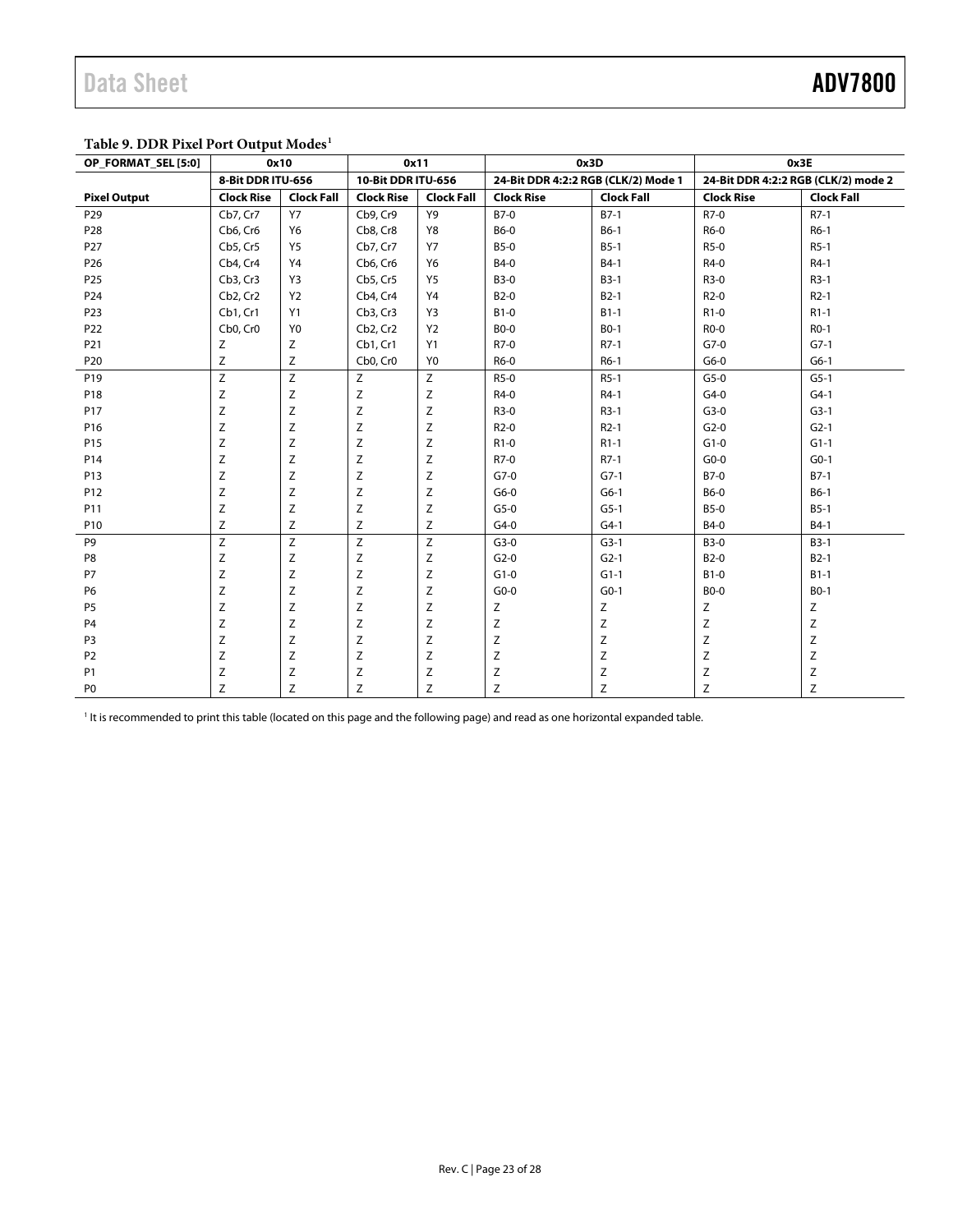**Table 9. DDR Pixel Port Output Modes[1]**

| OP_FORMAT_SEL [5:0] | 0x10 | | 0x11 | | 0x3D | | 0x3E | |
|---|---|---|---|---|---|---|---|---|
| | 8-Bit DDR ITU-656 | | 10-Bit DDR ITU-656 | | 24-Bit DDR 4:2:2 RGB (CLK/2) Mode 1 | | 24-Bit DDR 4:2:2 RGB (CLK/2) mode 2 | |
| **Pixel Output** | **Clock Rise** | **Clock Fall** | **Clock Rise** | **Clock Fall** | **Clock Rise** | **Clock Fall** | **Clock Rise** | **Clock Fall** |
| P29 | Cb7, Cr7 | Y7 | Cb9, Cr9 | Y9 | B7-0 | B7-1 | R7-0 | R7-1 |
| P28 | Cb6, Cr6 | Y6 | Cb8, Cr8 | Y8 | B6-0 | B6-1 | R6-0 | R6-1 |
| P27 | Cb5, Cr5 | Y5 | Cb7, Cr7 | Y7 | B5-0 | B5-1 | R5-0 | R5-1 |
| P26 | Cb4, Cr4 | Y4 | Cb6, Cr6 | Y6 | B4-0 | B4-1 | R4-0 | R4-1 |
| P25 | Cb3, Cr3 | Y3 | Cb5, Cr5 | Y5 | B3-0 | B3-1 | R3-0 | R3-1 |
| P24 | Cb2, Cr2 | Y2 | Cb4, Cr4 | Y4 | B2-0 | B2-1 | R2-0 | R2-1 |
| P23 | Cb1, Cr1 | Y1 | Cb3, Cr3 | Y3 | B1-0 | B1-1 | R1-0 | R1-1 |
| P22 | Cb0, Cr0 | Y0 | Cb2, Cr2 | Y2 | B0-0 | B0-1 | R0-0 | R0-1 |
| P21 | Z | Z | Cb1, Cr1 | Y1 | R7-0 | R7-1 | G7-0 | G7-1 |
| P20 | Z | Z | Cb0, Cr0 | Y0 | R6-0 | R6-1 | G6-0 | G6-1 |
| P19 | Z | Z | Z | Z | R5-0 | R5-1 | G5-0 | G5-1 |
| P18 | Z | Z | Z | Z | R4-0 | R4-1 | G4-0 | G4-1 |
| P17 | Z | Z | Z | Z | R3-0 | R3-1 | G3-0 | G3-1 |
| P16 | Z | Z | Z | Z | R2-0 | R2-1 | G2-0 | G2-1 |
| P15 | Z | Z | Z | Z | R1-0 | R1-1 | G1-0 | G1-1 |
| P14 | Z | Z | Z | Z | R7-0 | R7-1 | G0-0 | G0-1 |
| P13 | Z | Z | Z | Z | G7-0 | G7-1 | B7-0 | B7-1 |
| P12 | Z | Z | Z | Z | G6-0 | G6-1 | B6-0 | B6-1 |
| P11 | Z | Z | Z | Z | G5-0 | G5-1 | B5-0 | B5-1 |
| P10 | Z | Z | Z | Z | G4-0 | G4-1 | B4-0 | B4-1 |
| P9 | Z | Z | Z | Z | G3-0 | G3-1 | B3-0 | B3-1 |
| P8 | Z | Z | Z | Z | G2-0 | G2-1 | B2-0 | B2-1 |
| P7 | Z | Z | Z | Z | G1-0 | G1-1 | B1-0 | B1-1 |
| P6 | Z | Z | Z | Z | G0-0 | G0-1 | B0-0 | B0-1 |
| P5 | Z | Z | Z | Z | Z | Z | Z | Z |
| P4 | Z | Z | Z | Z | Z | Z | Z | Z |
| P3 | Z | Z | Z | Z | Z | Z | Z | Z |
| P2 | Z | Z | Z | Z | Z | Z | Z | Z |
| P1 | Z | Z | Z | Z | Z | Z | Z | Z |
| P0 | Z | Z | Z | Z | Z | Z | Z | Z |

[1] It is recommended to print this table (located on this page and the following page) and read as one horizontal expanded table.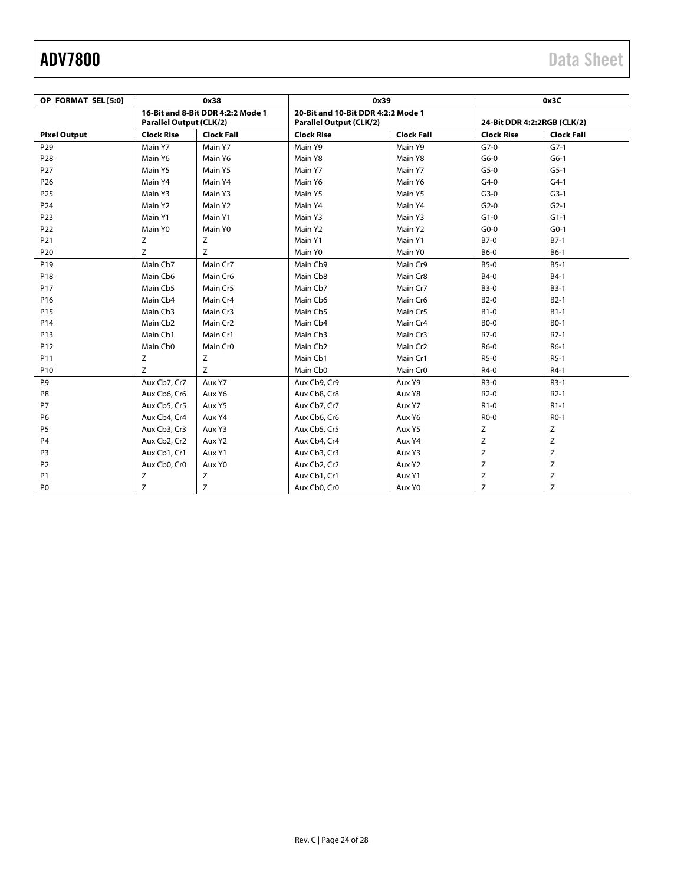| OP_FORMAT_SEL [5:0] | 0x38 | | 0x39 | | 0x3C | |
|---|---|---|---|---|---|---|
| | 16-Bit and 8-Bit DDR 4:2:2 Mode 1 Parallel Output (CLK/2) | | 20-Bit and 10-Bit DDR 4:2:2 Mode 1 Parallel Output (CLK/2) | | 24-Bit DDR 4:2:2RGB (CLK/2) | |
| Pixel Output | Clock Rise | Clock Fall | Clock Rise | Clock Fall | Clock Rise | Clock Fall |
| P29 | Main Y7 | Main Y7 | Main Y9 | Main Y9 | G7-0 | G7-1 |
| P28 | Main Y6 | Main Y6 | Main Y8 | Main Y8 | G6-0 | G6-1 |
| P27 | Main Y5 | Main Y5 | Main Y7 | Main Y7 | G5-0 | G5-1 |
| P26 | Main Y4 | Main Y4 | Main Y6 | Main Y6 | G4-0 | G4-1 |
| P25 | Main Y3 | Main Y3 | Main Y5 | Main Y5 | G3-0 | G3-1 |
| P24 | Main Y2 | Main Y2 | Main Y4 | Main Y4 | G2-0 | G2-1 |
| P23 | Main Y1 | Main Y1 | Main Y3 | Main Y3 | G1-0 | G1-1 |
| P22 | Main Y0 | Main Y0 | Main Y2 | Main Y2 | G0-0 | G0-1 |
| P21 | Z | Z | Main Y1 | Main Y1 | B7-0 | B7-1 |
| P20 | Z | Z | Main Y0 | Main Y0 | B6-0 | B6-1 |
| P19 | Main Cb7 | Main Cr7 | Main Cb9 | Main Cr9 | B5-0 | B5-1 |
| P18 | Main Cb6 | Main Cr6 | Main Cb8 | Main Cr8 | B4-0 | B4-1 |
| P17 | Main Cb5 | Main Cr5 | Main Cb7 | Main Cr7 | B3-0 | B3-1 |
| P16 | Main Cb4 | Main Cr4 | Main Cb6 | Main Cr6 | B2-0 | B2-1 |
| P15 | Main Cb3 | Main Cr3 | Main Cb5 | Main Cr5 | B1-0 | B1-1 |
| P14 | Main Cb2 | Main Cr2 | Main Cb4 | Main Cr4 | B0-0 | B0-1 |
| P13 | Main Cb1 | Main Cr1 | Main Cb3 | Main Cr3 | R7-0 | R7-1 |
| P12 | Main Cb0 | Main Cr0 | Main Cb2 | Main Cr2 | R6-0 | R6-1 |
| P11 | Z | Z | Main Cb1 | Main Cr1 | R5-0 | R5-1 |
| P10 | Z | Z | Main Cb0 | Main Cr0 | R4-0 | R4-1 |
| P9 | Aux Cb7, Cr7 | Aux Y7 | Aux Cb9, Cr9 | Aux Y9 | R3-0 | R3-1 |
| P8 | Aux Cb6, Cr6 | Aux Y6 | Aux Cb8, Cr8 | Aux Y8 | R2-0 | R2-1 |
| P7 | Aux Cb5, Cr5 | Aux Y5 | Aux Cb7, Cr7 | Aux Y7 | R1-0 | R1-1 |
| P6 | Aux Cb4, Cr4 | Aux Y4 | Aux Cb6, Cr6 | Aux Y6 | R0-0 | R0-1 |
| P5 | Aux Cb3, Cr3 | Aux Y3 | Aux Cb5, Cr5 | Aux Y5 | Z | Z |
| P4 | Aux Cb2, Cr2 | Aux Y2 | Aux Cb4, Cr4 | Aux Y4 | Z | Z |
| P3 | Aux Cb1, Cr1 | Aux Y1 | Aux Cb3, Cr3 | Aux Y3 | Z | Z |
| P2 | Aux Cb0, Cr0 | Aux Y0 | Aux Cb2, Cr2 | Aux Y2 | Z | Z |
| P1 | Z | Z | Aux Cb1, Cr1 | Aux Y1 | Z | Z |
| P0 | Z | Z | Aux Cb0, Cr0 | Aux Y0 | Z | Z |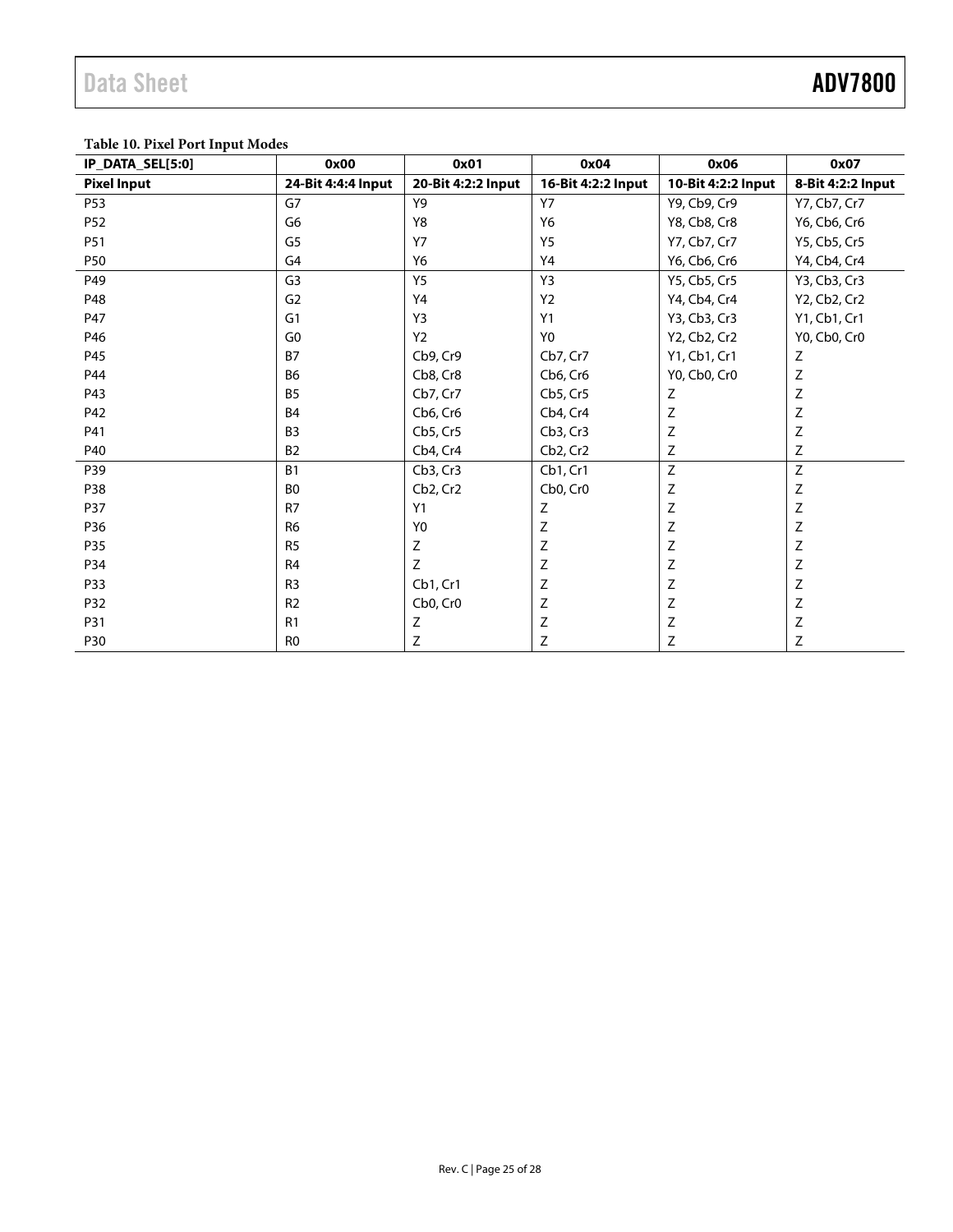**Table 10. Pixel Port Input Modes**

| IP_DATA_SEL[5:0] | 0x00 | 0x01 | 0x04 | 0x06 | 0x07 |
|---|---|---|---|---|---|
| **Pixel Input** | **24-Bit 4:4:4 Input** | **20-Bit 4:2:2 Input** | **16-Bit 4:2:2 Input** | **10-Bit 4:2:2 Input** | **8-Bit 4:2:2 Input** |
| P53 | G7 | Y9 | Y7 | Y9, Cb9, Cr9 | Y7, Cb7, Cr7 |
| P52 | G6 | Y8 | Y6 | Y8, Cb8, Cr8 | Y6, Cb6, Cr6 |
| P51 | G5 | Y7 | Y5 | Y7, Cb7, Cr7 | Y5, Cb5, Cr5 |
| P50 | G4 | Y6 | Y4 | Y6, Cb6, Cr6 | Y4, Cb4, Cr4 |
| P49 | G3 | Y5 | Y3 | Y5, Cb5, Cr5 | Y3, Cb3, Cr3 |
| P48 | G2 | Y4 | Y2 | Y4, Cb4, Cr4 | Y2, Cb2, Cr2 |
| P47 | G1 | Y3 | Y1 | Y3, Cb3, Cr3 | Y1, Cb1, Cr1 |
| P46 | G0 | Y2 | Y0 | Y2, Cb2, Cr2 | Y0, Cb0, Cr0 |
| P45 | B7 | Cb9, Cr9 | Cb7, Cr7 | Y1, Cb1, Cr1 | Z |
| P44 | B6 | Cb8, Cr8 | Cb6, Cr6 | Y0, Cb0, Cr0 | Z |
| P43 | B5 | Cb7, Cr7 | Cb5, Cr5 | Z | Z |
| P42 | B4 | Cb6, Cr6 | Cb4, Cr4 | Z | Z |
| P41 | B3 | Cb5, Cr5 | Cb3, Cr3 | Z | Z |
| P40 | B2 | Cb4, Cr4 | Cb2, Cr2 | Z | Z |
| P39 | B1 | Cb3, Cr3 | Cb1, Cr1 | Z | Z |
| P38 | B0 | Cb2, Cr2 | Cb0, Cr0 | Z | Z |
| P37 | R7 | Y1 | Z | Z | Z |
| P36 | R6 | Y0 | Z | Z | Z |
| P35 | R5 | Z | Z | Z | Z |
| P34 | R4 | Z | Z | Z | Z |
| P33 | R3 | Cb1, Cr1 | Z | Z | Z |
| P32 | R2 | Cb0, Cr0 | Z | Z | Z |
| P31 | R1 | Z | Z | Z | Z |
| P30 | R0 | Z | Z | Z | Z |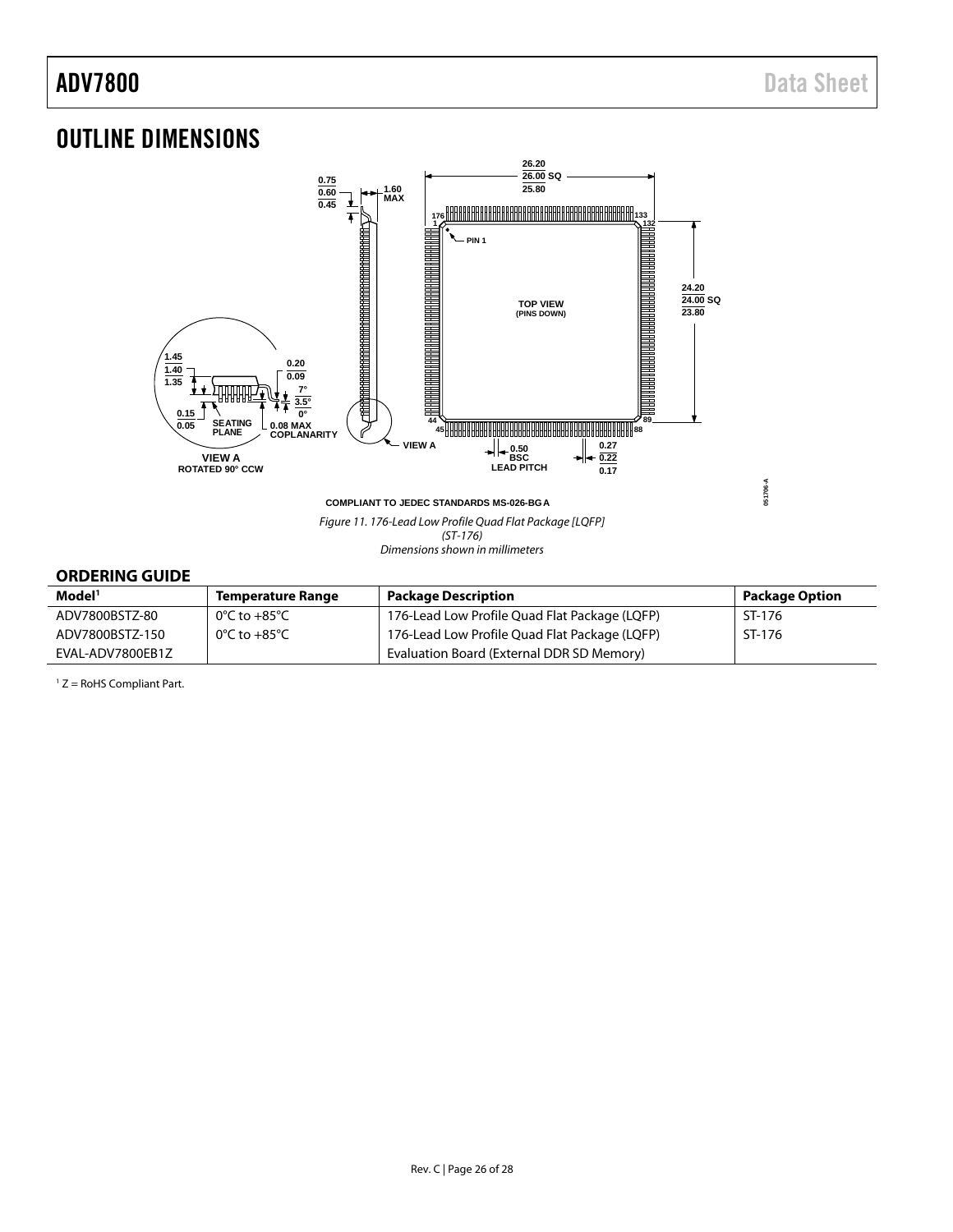# OUTLINE DIMENSIONS

COMPLIANT TO JEDEC STANDARDS MS-026-BGA

*Figure 11. 176-Lead Low Profile Quad Flat Package [LQFP] (ST-176) Dimensions shown in millimeters*

## ORDERING GUIDE

| Model[1] | Temperature Range | Package Description | Package Option |
|---|---|---|---|
| ADV7800BSTZ-80 | 0°C to +85°C | 176-Lead Low Profile Quad Flat Package (LQFP) | ST-176 |
| ADV7800BSTZ-150 | 0°C to +85°C | 176-Lead Low Profile Quad Flat Package (LQFP) | ST-176 |
| EVAL-ADV7800EB1Z | | Evaluation Board (External DDR SD Memory) | |

[1] Z = RoHS Compliant Part.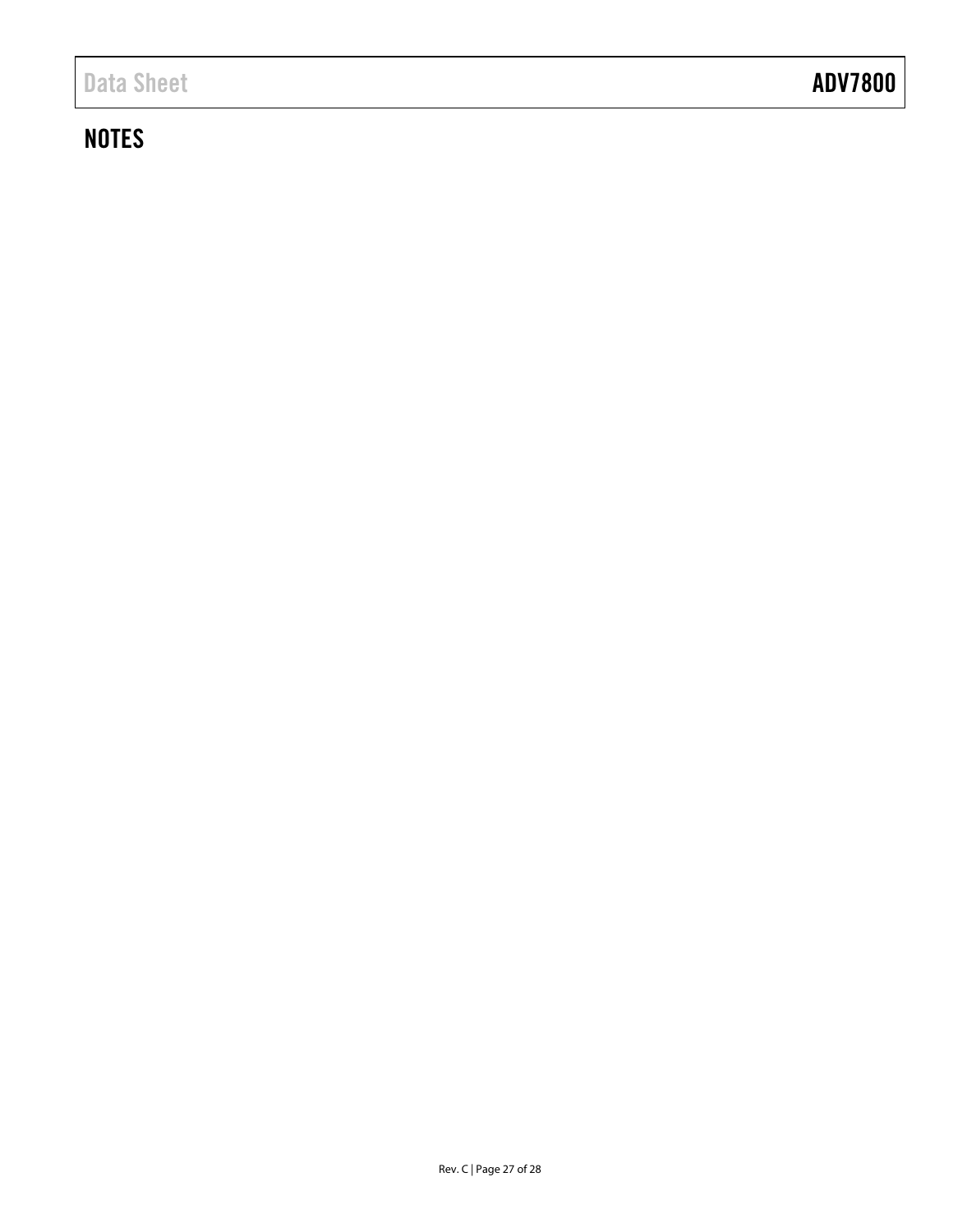## NOTES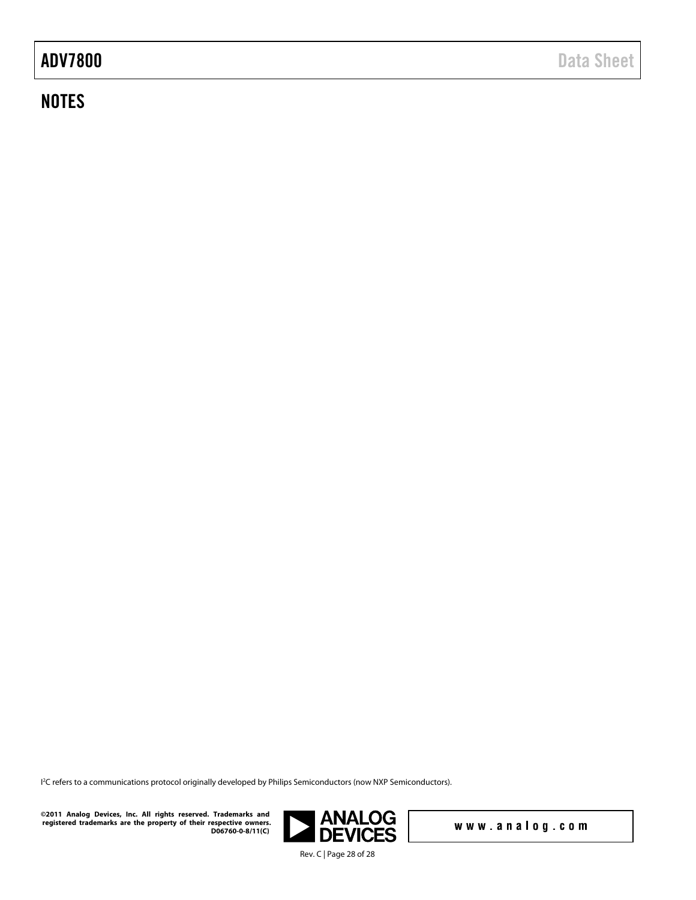## NOTES

I²C refers to a communications protocol originally developed by Philips Semiconductors (now NXP Semiconductors).

**©2011 Analog Devices, Inc. All rights reserved. Trademarks and registered trademarks are the property of their respective owners. D06760-0-8/11(C)**

www.analog.com